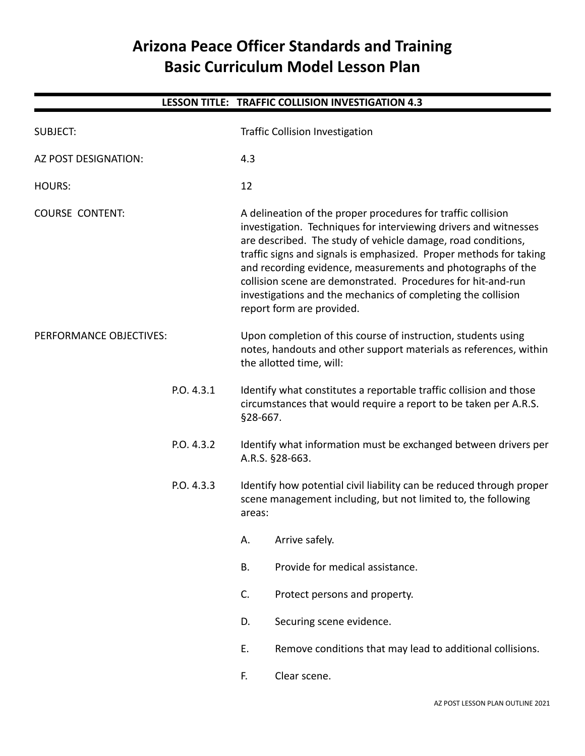# Arizona Peace Officer Standards and Training
# Basic Curriculum Model Lesson Plan

**LESSON TITLE: TRAFFIC COLLISION INVESTIGATION 4.3**

SUBJECT: Traffic Collision Investigation

AZ POST DESIGNATION: 4.3

HOURS: 12

COURSE CONTENT: A delineation of the proper procedures for traffic collision investigation. Techniques for interviewing drivers and witnesses are described. The study of vehicle damage, road conditions, traffic signs and signals is emphasized. Proper methods for taking and recording evidence, measurements and photographs of the collision scene are demonstrated. Procedures for hit-and-run investigations and the mechanics of completing the collision report form are provided.

PERFORMANCE OBJECTIVES: Upon completion of this course of instruction, students using notes, handouts and other support materials as references, within the allotted time, will:

P.O. 4.3.1 Identify what constitutes a reportable traffic collision and those circumstances that would require a report to be taken per A.R.S. §28-667.

P.O. 4.3.2 Identify what information must be exchanged between drivers per A.R.S. §28-663.

P.O. 4.3.3 Identify how potential civil liability can be reduced through proper scene management including, but not limited to, the following areas:

- A. Arrive safely.
- B. Provide for medical assistance.
- C. Protect persons and property.
- D. Securing scene evidence.
- E. Remove conditions that may lead to additional collisions.
- F. Clear scene.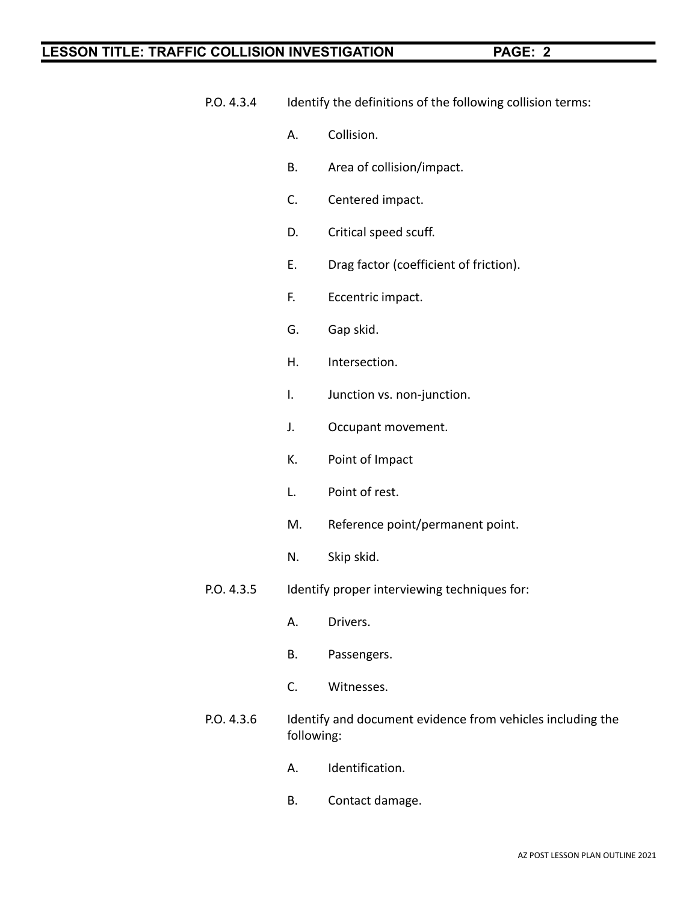P.O. 4.3.4 Identify the definitions of the following collision terms:

- A. Collision.
- B. Area of collision/impact.
- C. Centered impact.
- D. Critical speed scuff.
- E. Drag factor (coefficient of friction).
- F. Eccentric impact.
- G. Gap skid.
- H. Intersection.
- I. Junction vs. non-junction.
- J. Occupant movement.
- K. Point of Impact
- L. Point of rest.
- M. Reference point/permanent point.
- N. Skip skid.

P.O. 4.3.5 Identify proper interviewing techniques for:

- A. Drivers.
- B. Passengers.
- C. Witnesses.

P.O. 4.3.6 Identify and document evidence from vehicles including the following:

- A. Identification.
- B. Contact damage.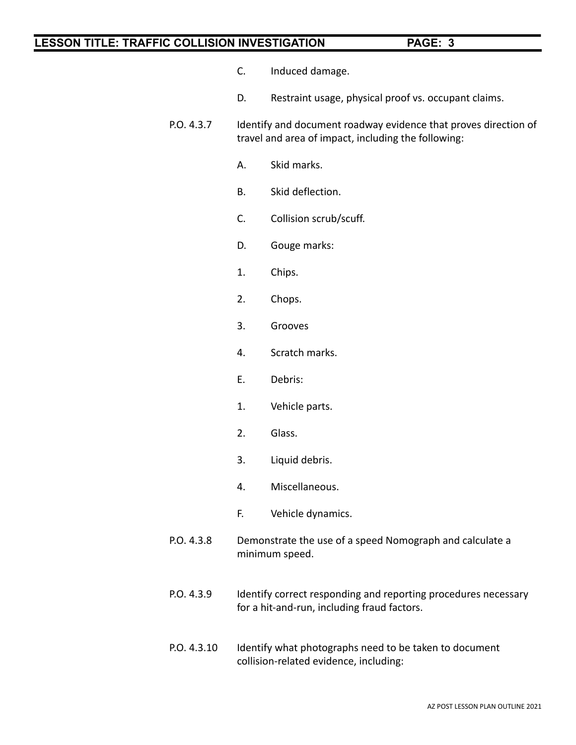C. Induced damage.

D. Restraint usage, physical proof vs. occupant claims.

P.O. 4.3.7 Identify and document roadway evidence that proves direction of travel and area of impact, including the following:

A. Skid marks.

B. Skid deflection.

C. Collision scrub/scuff.

D. Gouge marks:

1. Chips.

2. Chops.

3. Grooves

4. Scratch marks.

E. Debris:

1. Vehicle parts.

2. Glass.

3. Liquid debris.

4. Miscellaneous.

F. Vehicle dynamics.

P.O. 4.3.8 Demonstrate the use of a speed Nomograph and calculate a minimum speed.

P.O. 4.3.9 Identify correct responding and reporting procedures necessary for a hit-and-run, including fraud factors.

P.O. 4.3.10 Identify what photographs need to be taken to document collision-related evidence, including: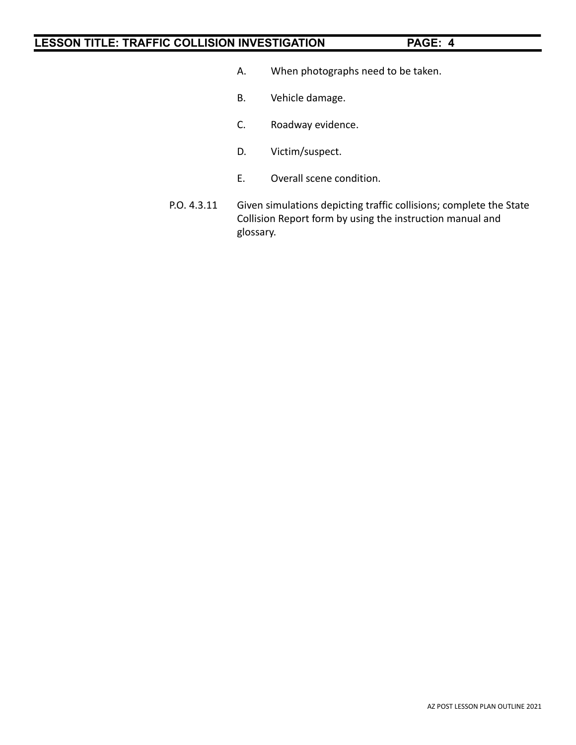A. When photographs need to be taken.

B. Vehicle damage.

C. Roadway evidence.

D. Victim/suspect.

E. Overall scene condition.

P.O. 4.3.11 Given simulations depicting traffic collisions; complete the State Collision Report form by using the instruction manual and glossary.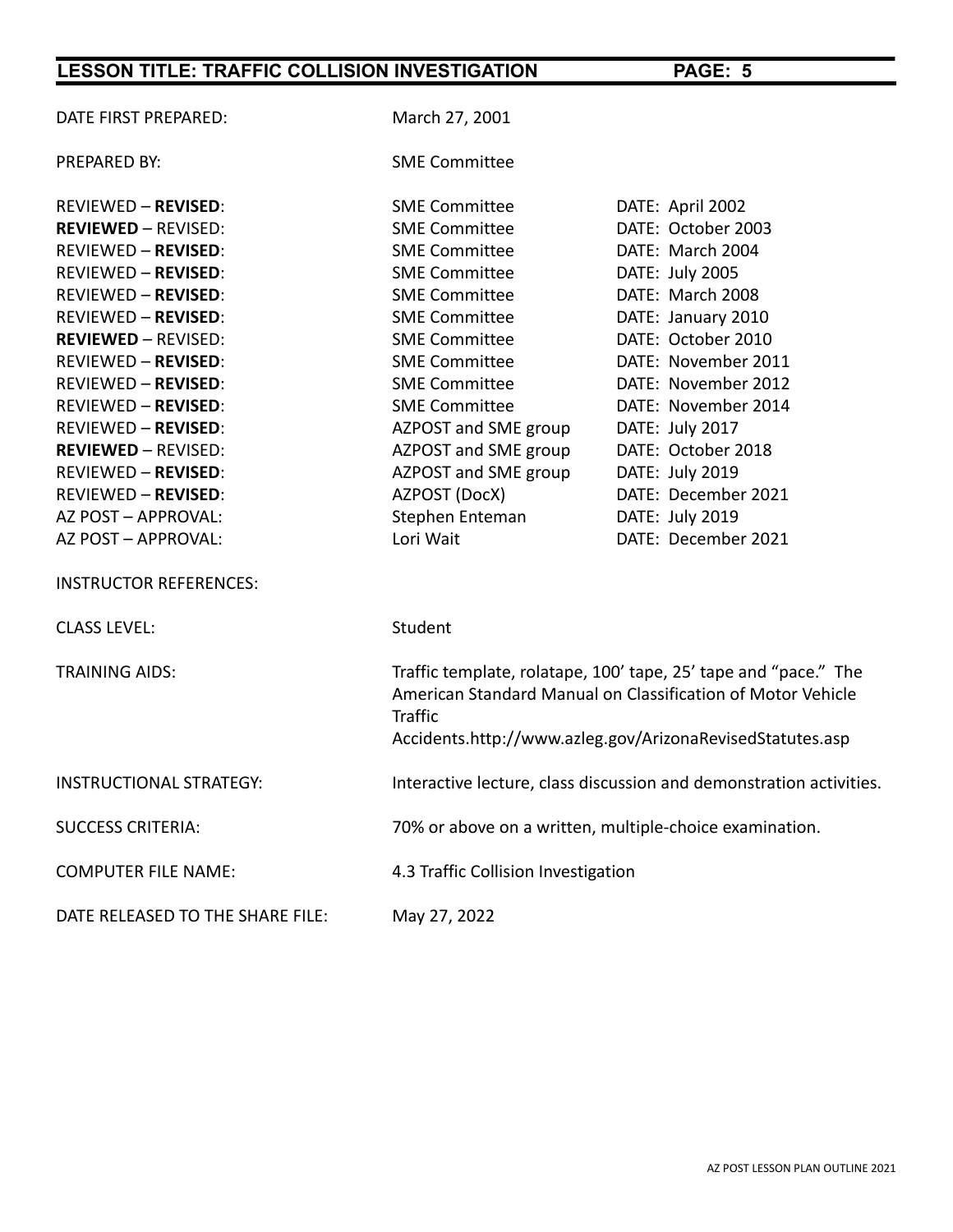DATE FIRST PREPARED: March 27, 2001

PREPARED BY: SME Committee

| | | |
|---|---|---|
| REVIEWED – **REVISED**: | SME Committee | DATE: April 2002 |
| **REVIEWED** – REVISED: | SME Committee | DATE: October 2003 |
| REVIEWED – **REVISED**: | SME Committee | DATE: March 2004 |
| REVIEWED – **REVISED**: | SME Committee | DATE: July 2005 |
| REVIEWED – **REVISED**: | SME Committee | DATE: March 2008 |
| REVIEWED – **REVISED**: | SME Committee | DATE: January 2010 |
| **REVIEWED** – REVISED: | SME Committee | DATE: October 2010 |
| REVIEWED – **REVISED**: | SME Committee | DATE: November 2011 |
| REVIEWED – **REVISED**: | SME Committee | DATE: November 2012 |
| REVIEWED – **REVISED**: | SME Committee | DATE: November 2014 |
| REVIEWED – **REVISED**: | AZPOST and SME group | DATE: July 2017 |
| **REVIEWED** – REVISED: | AZPOST and SME group | DATE: October 2018 |
| REVIEWED – **REVISED**: | AZPOST and SME group | DATE: July 2019 |
| REVIEWED – **REVISED**: | AZPOST (DocX) | DATE: December 2021 |
| AZ POST – APPROVAL: | Stephen Enteman | DATE: July 2019 |
| AZ POST – APPROVAL: | Lori Wait | DATE: December 2021 |

INSTRUCTOR REFERENCES:

CLASS LEVEL: Student

TRAINING AIDS: Traffic template, rolatape, 100' tape, 25' tape and "pace." The American Standard Manual on Classification of Motor Vehicle Traffic Accidents.http://www.azleg.gov/ArizonaRevisedStatutes.asp

INSTRUCTIONAL STRATEGY: Interactive lecture, class discussion and demonstration activities.

SUCCESS CRITERIA: 70% or above on a written, multiple-choice examination.

COMPUTER FILE NAME: 4.3 Traffic Collision Investigation

DATE RELEASED TO THE SHARE FILE: May 27, 2022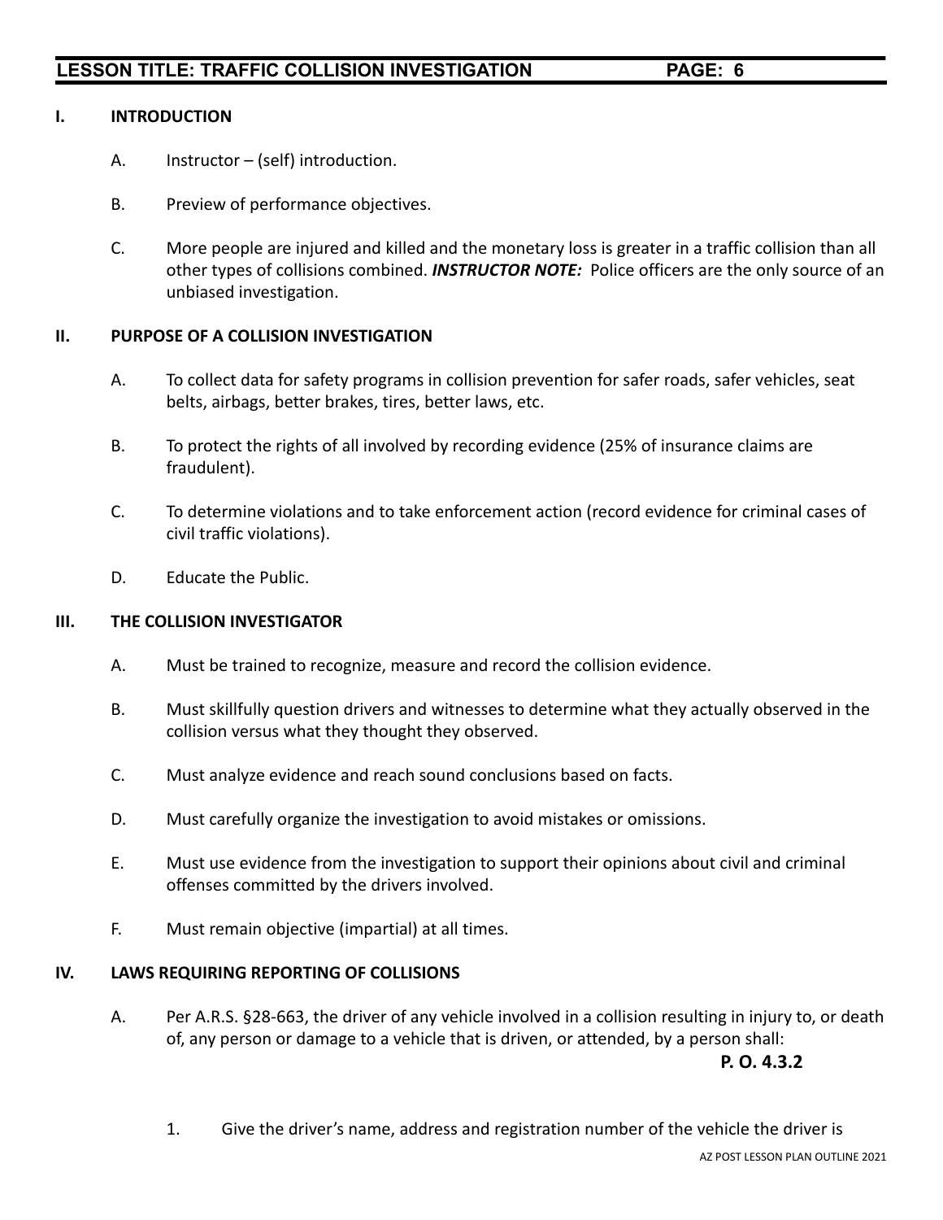## I. INTRODUCTION

A. Instructor – (self) introduction.

B. Preview of performance objectives.

C. More people are injured and killed and the monetary loss is greater in a traffic collision than all other types of collisions combined. ***INSTRUCTOR NOTE:*** Police officers are the only source of an unbiased investigation.

## II. PURPOSE OF A COLLISION INVESTIGATION

A. To collect data for safety programs in collision prevention for safer roads, safer vehicles, seat belts, airbags, better brakes, tires, better laws, etc.

B. To protect the rights of all involved by recording evidence (25% of insurance claims are fraudulent).

C. To determine violations and to take enforcement action (record evidence for criminal cases of civil traffic violations).

D. Educate the Public.

## III. THE COLLISION INVESTIGATOR

A. Must be trained to recognize, measure and record the collision evidence.

B. Must skillfully question drivers and witnesses to determine what they actually observed in the collision versus what they thought they observed.

C. Must analyze evidence and reach sound conclusions based on facts.

D. Must carefully organize the investigation to avoid mistakes or omissions.

E. Must use evidence from the investigation to support their opinions about civil and criminal offenses committed by the drivers involved.

F. Must remain objective (impartial) at all times.

## IV. LAWS REQUIRING REPORTING OF COLLISIONS

A. Per A.R.S. §28-663, the driver of any vehicle involved in a collision resulting in injury to, or death of, any person or damage to a vehicle that is driven, or attended, by a person shall:

**P. O. 4.3.2**

1. Give the driver's name, address and registration number of the vehicle the driver is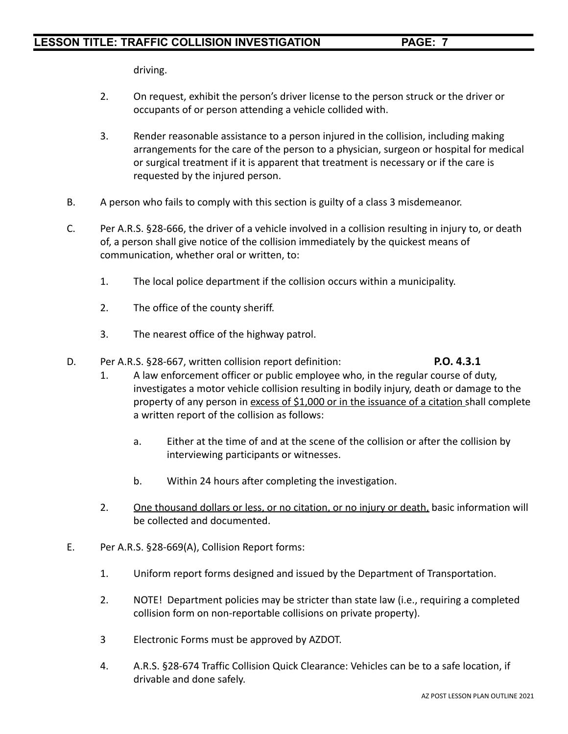driving.

2. On request, exhibit the person's driver license to the person struck or the driver or occupants of or person attending a vehicle collided with.

3. Render reasonable assistance to a person injured in the collision, including making arrangements for the care of the person to a physician, surgeon or hospital for medical or surgical treatment if it is apparent that treatment is necessary or if the care is requested by the injured person.

B. A person who fails to comply with this section is guilty of a class 3 misdemeanor.

C. Per A.R.S. §28-666, the driver of a vehicle involved in a collision resulting in injury to, or death of, a person shall give notice of the collision immediately by the quickest means of communication, whether oral or written, to:

1. The local police department if the collision occurs within a municipality.

2. The office of the county sheriff.

3. The nearest office of the highway patrol.

D. Per A.R.S. §28-667, written collision report definition: **P.O. 4.3.1**

1. A law enforcement officer or public employee who, in the regular course of duty, investigates a motor vehicle collision resulting in bodily injury, death or damage to the property of any person in <u>excess of $1,000 or in the issuance of a citation</u> shall complete a written report of the collision as follows:

   a. Either at the time of and at the scene of the collision or after the collision by interviewing participants or witnesses.

   b. Within 24 hours after completing the investigation.

2. <u>One thousand dollars or less, or no citation, or no injury or death,</u> basic information will be collected and documented.

E. Per A.R.S. §28-669(A), Collision Report forms:

1. Uniform report forms designed and issued by the Department of Transportation.

2. NOTE! Department policies may be stricter than state law (i.e., requiring a completed collision form on non-reportable collisions on private property).

3 Electronic Forms must be approved by AZDOT.

4. A.R.S. §28-674 Traffic Collision Quick Clearance: Vehicles can be to a safe location, if drivable and done safely.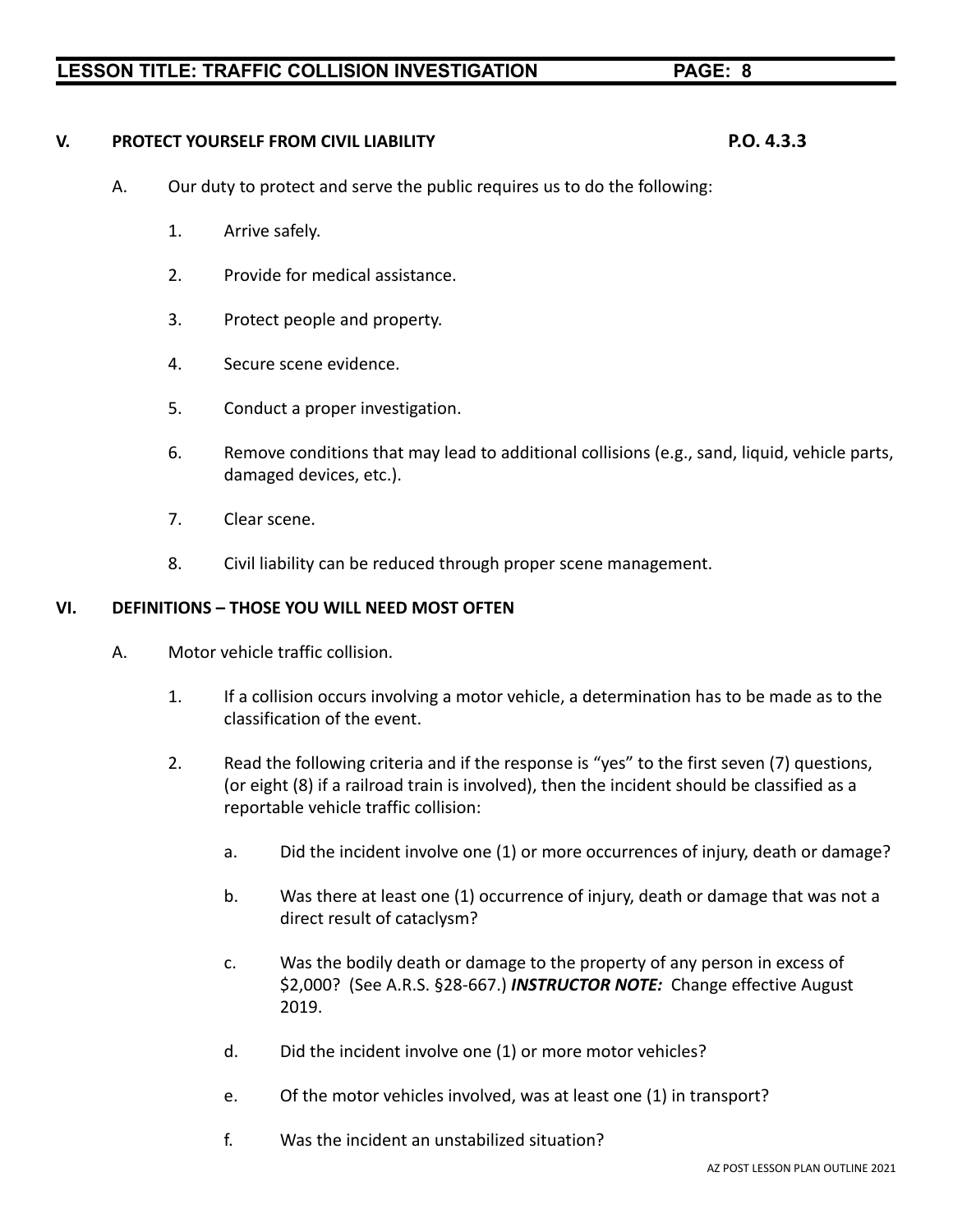## V. PROTECT YOURSELF FROM CIVIL LIABILITY P.O. 4.3.3

A. Our duty to protect and serve the public requires us to do the following:

1. Arrive safely.

2. Provide for medical assistance.

3. Protect people and property.

4. Secure scene evidence.

5. Conduct a proper investigation.

6. Remove conditions that may lead to additional collisions (e.g., sand, liquid, vehicle parts, damaged devices, etc.).

7. Clear scene.

8. Civil liability can be reduced through proper scene management.

## VI. DEFINITIONS – THOSE YOU WILL NEED MOST OFTEN

A. Motor vehicle traffic collision.

1. If a collision occurs involving a motor vehicle, a determination has to be made as to the classification of the event.

2. Read the following criteria and if the response is "yes" to the first seven (7) questions, (or eight (8) if a railroad train is involved), then the incident should be classified as a reportable vehicle traffic collision:

   a. Did the incident involve one (1) or more occurrences of injury, death or damage?

   b. Was there at least one (1) occurrence of injury, death or damage that was not a direct result of cataclysm?

   c. Was the bodily death or damage to the property of any person in excess of $2,000? (See A.R.S. §28-667.) ***INSTRUCTOR NOTE:*** Change effective August 2019.

   d. Did the incident involve one (1) or more motor vehicles?

   e. Of the motor vehicles involved, was at least one (1) in transport?

   f. Was the incident an unstabilized situation?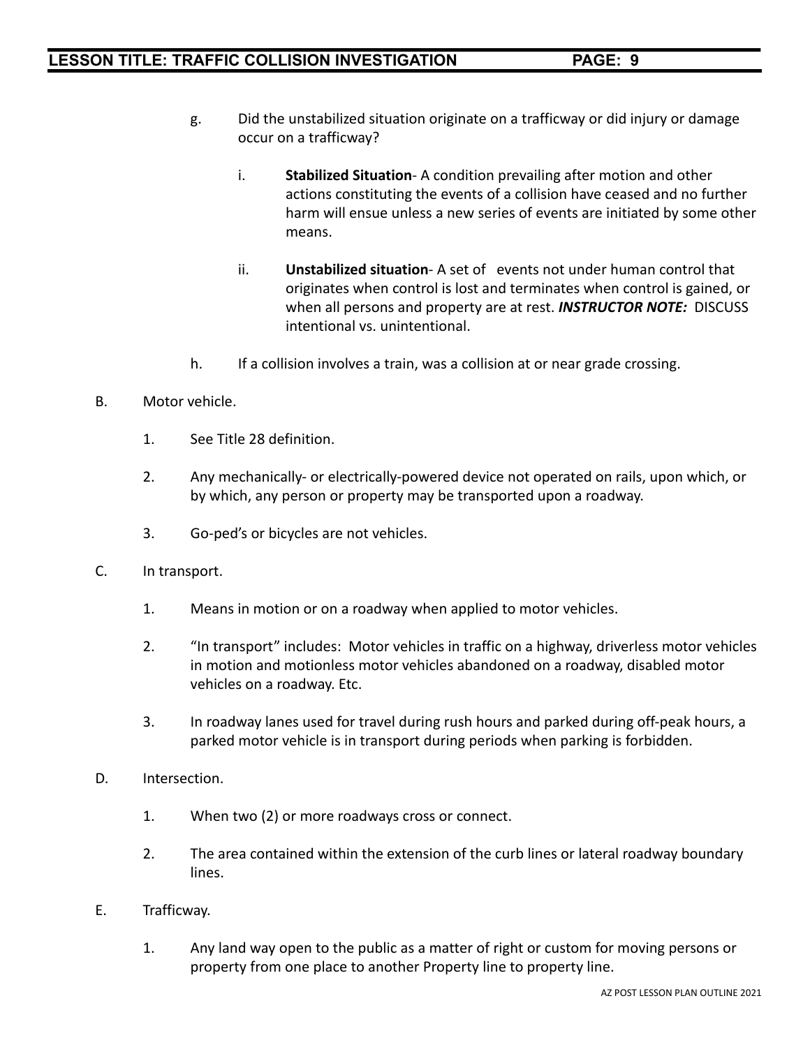g. Did the unstabilized situation originate on a trafficway or did injury or damage occur on a trafficway?

   i. **Stabilized Situation**- A condition prevailing after motion and other actions constituting the events of a collision have ceased and no further harm will ensue unless a new series of events are initiated by some other means.

   ii. **Unstabilized situation**- A set of events not under human control that originates when control is lost and terminates when control is gained, or when all persons and property are at rest. ***INSTRUCTOR NOTE:*** DISCUSS intentional vs. unintentional.

h. If a collision involves a train, was a collision at or near grade crossing.

B. Motor vehicle.

   1. See Title 28 definition.

   2. Any mechanically- or electrically-powered device not operated on rails, upon which, or by which, any person or property may be transported upon a roadway.

   3. Go-ped's or bicycles are not vehicles.

C. In transport.

   1. Means in motion or on a roadway when applied to motor vehicles.

   2. "In transport" includes: Motor vehicles in traffic on a highway, driverless motor vehicles in motion and motionless motor vehicles abandoned on a roadway, disabled motor vehicles on a roadway. Etc.

   3. In roadway lanes used for travel during rush hours and parked during off-peak hours, a parked motor vehicle is in transport during periods when parking is forbidden.

D. Intersection.

   1. When two (2) or more roadways cross or connect.

   2. The area contained within the extension of the curb lines or lateral roadway boundary lines.

E. Trafficway.

   1. Any land way open to the public as a matter of right or custom for moving persons or property from one place to another Property line to property line.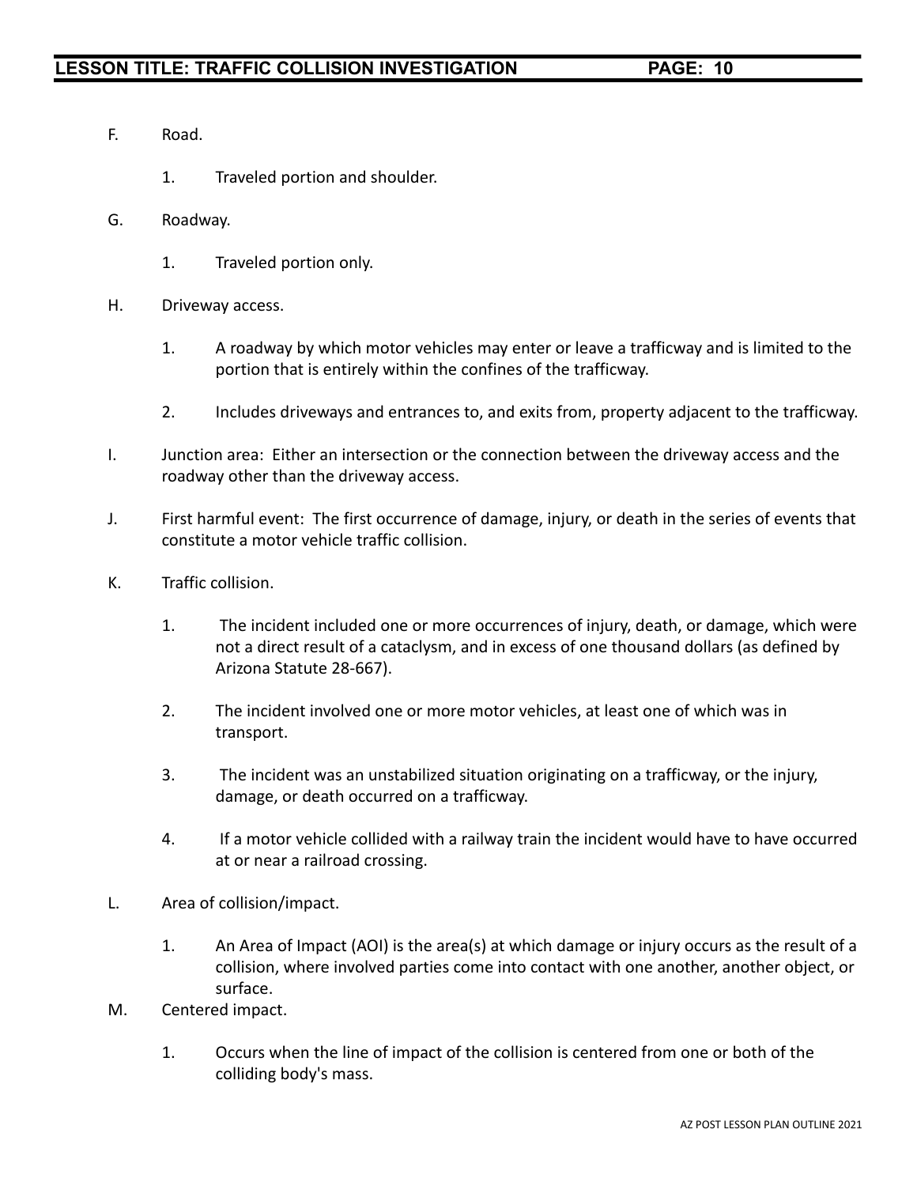F. Road.

   1. Traveled portion and shoulder.

G. Roadway.

   1. Traveled portion only.

H. Driveway access.

   1. A roadway by which motor vehicles may enter or leave a trafficway and is limited to the portion that is entirely within the confines of the trafficway.

   2. Includes driveways and entrances to, and exits from, property adjacent to the trafficway.

I. Junction area: Either an intersection or the connection between the driveway access and the roadway other than the driveway access.

J. First harmful event: The first occurrence of damage, injury, or death in the series of events that constitute a motor vehicle traffic collision.

K. Traffic collision.

   1. The incident included one or more occurrences of injury, death, or damage, which were not a direct result of a cataclysm, and in excess of one thousand dollars (as defined by Arizona Statute 28-667).

   2. The incident involved one or more motor vehicles, at least one of which was in transport.

   3. The incident was an unstabilized situation originating on a trafficway, or the injury, damage, or death occurred on a trafficway.

   4. If a motor vehicle collided with a railway train the incident would have to have occurred at or near a railroad crossing.

L. Area of collision/impact.

   1. An Area of Impact (AOI) is the area(s) at which damage or injury occurs as the result of a collision, where involved parties come into contact with one another, another object, or surface.

M. Centered impact.

   1. Occurs when the line of impact of the collision is centered from one or both of the colliding body's mass.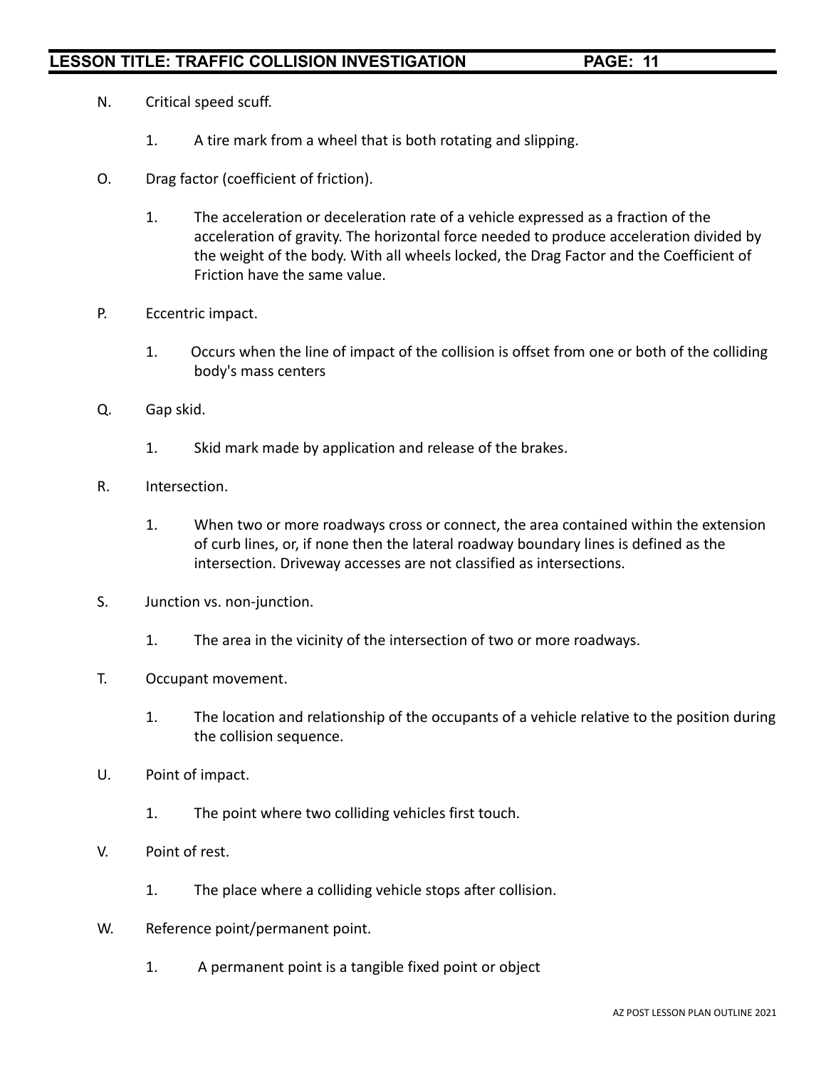N. Critical speed scuff.

   1. A tire mark from a wheel that is both rotating and slipping.

O. Drag factor (coefficient of friction).

   1. The acceleration or deceleration rate of a vehicle expressed as a fraction of the acceleration of gravity. The horizontal force needed to produce acceleration divided by the weight of the body. With all wheels locked, the Drag Factor and the Coefficient of Friction have the same value.

P. Eccentric impact.

   1. Occurs when the line of impact of the collision is offset from one or both of the colliding body's mass centers

Q. Gap skid.

   1. Skid mark made by application and release of the brakes.

R. Intersection.

   1. When two or more roadways cross or connect, the area contained within the extension of curb lines, or, if none then the lateral roadway boundary lines is defined as the intersection. Driveway accesses are not classified as intersections.

S. Junction vs. non-junction.

   1. The area in the vicinity of the intersection of two or more roadways.

T. Occupant movement.

   1. The location and relationship of the occupants of a vehicle relative to the position during the collision sequence.

U. Point of impact.

   1. The point where two colliding vehicles first touch.

V. Point of rest.

   1. The place where a colliding vehicle stops after collision.

W. Reference point/permanent point.

   1. A permanent point is a tangible fixed point or object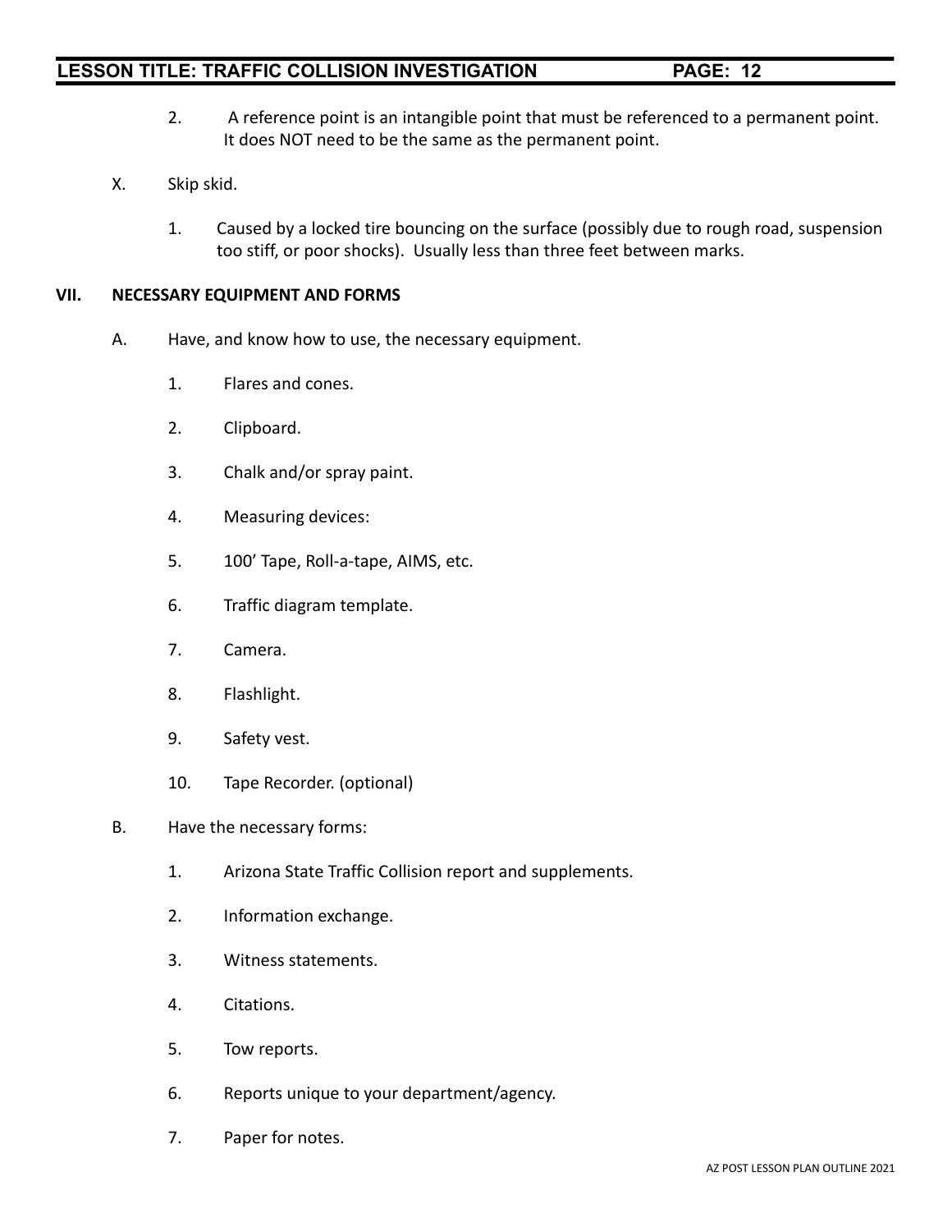2. A reference point is an intangible point that must be referenced to a permanent point. It does NOT need to be the same as the permanent point.

X. Skip skid.

1. Caused by a locked tire bouncing on the surface (possibly due to rough road, suspension too stiff, or poor shocks). Usually less than three feet between marks.

## VII. NECESSARY EQUIPMENT AND FORMS

A. Have, and know how to use, the necessary equipment.

1. Flares and cones.
2. Clipboard.
3. Chalk and/or spray paint.
4. Measuring devices:
5. 100' Tape, Roll-a-tape, AIMS, etc.
6. Traffic diagram template.
7. Camera.
8. Flashlight.
9. Safety vest.
10. Tape Recorder. (optional)

B. Have the necessary forms:

1. Arizona State Traffic Collision report and supplements.
2. Information exchange.
3. Witness statements.
4. Citations.
5. Tow reports.
6. Reports unique to your department/agency.
7. Paper for notes.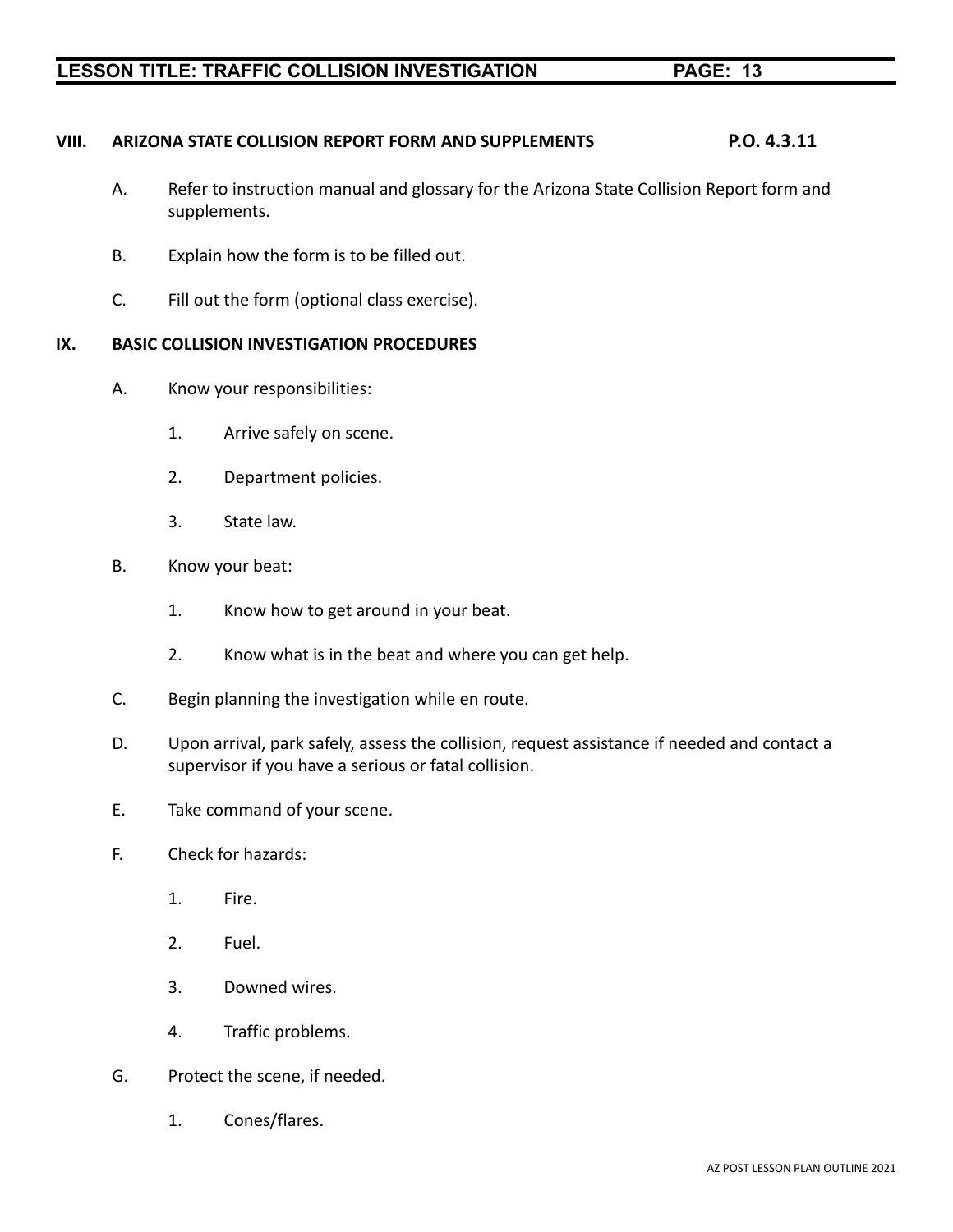## VIII. ARIZONA STATE COLLISION REPORT FORM AND SUPPLEMENTS P.O. 4.3.11

A. Refer to instruction manual and glossary for the Arizona State Collision Report form and supplements.

B. Explain how the form is to be filled out.

C. Fill out the form (optional class exercise).

## IX. BASIC COLLISION INVESTIGATION PROCEDURES

A. Know your responsibilities:

1. Arrive safely on scene.

2. Department policies.

3. State law.

B. Know your beat:

1. Know how to get around in your beat.

2. Know what is in the beat and where you can get help.

C. Begin planning the investigation while en route.

D. Upon arrival, park safely, assess the collision, request assistance if needed and contact a supervisor if you have a serious or fatal collision.

E. Take command of your scene.

F. Check for hazards:

1. Fire.

2. Fuel.

3. Downed wires.

4. Traffic problems.

G. Protect the scene, if needed.

1. Cones/flares.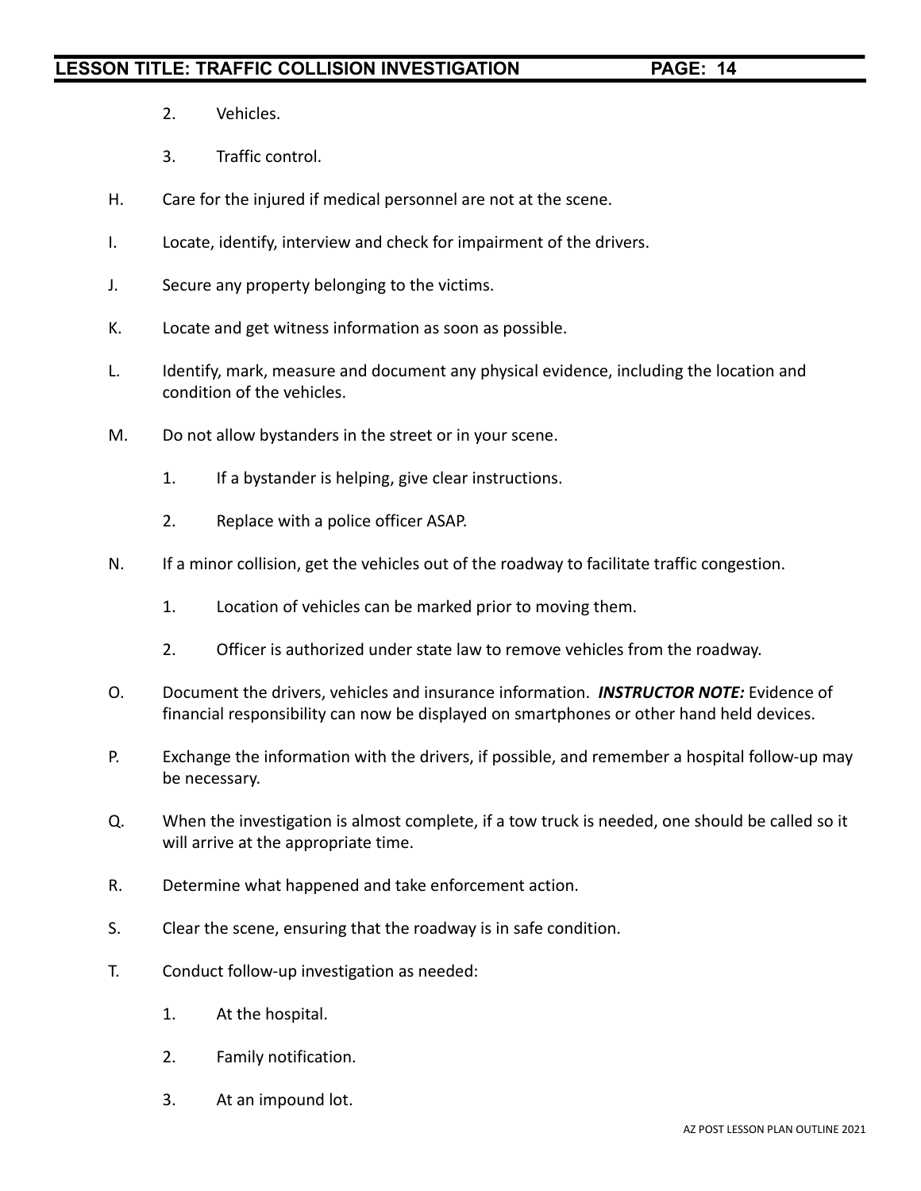2. Vehicles.

3. Traffic control.

H. Care for the injured if medical personnel are not at the scene.

I. Locate, identify, interview and check for impairment of the drivers.

J. Secure any property belonging to the victims.

K. Locate and get witness information as soon as possible.

L. Identify, mark, measure and document any physical evidence, including the location and condition of the vehicles.

M. Do not allow bystanders in the street or in your scene.

1. If a bystander is helping, give clear instructions.

2. Replace with a police officer ASAP.

N. If a minor collision, get the vehicles out of the roadway to facilitate traffic congestion.

1. Location of vehicles can be marked prior to moving them.

2. Officer is authorized under state law to remove vehicles from the roadway.

O. Document the drivers, vehicles and insurance information. ***INSTRUCTOR NOTE:*** Evidence of financial responsibility can now be displayed on smartphones or other hand held devices.

P. Exchange the information with the drivers, if possible, and remember a hospital follow-up may be necessary.

Q. When the investigation is almost complete, if a tow truck is needed, one should be called so it will arrive at the appropriate time.

R. Determine what happened and take enforcement action.

S. Clear the scene, ensuring that the roadway is in safe condition.

T. Conduct follow-up investigation as needed:

1. At the hospital.

2. Family notification.

3. At an impound lot.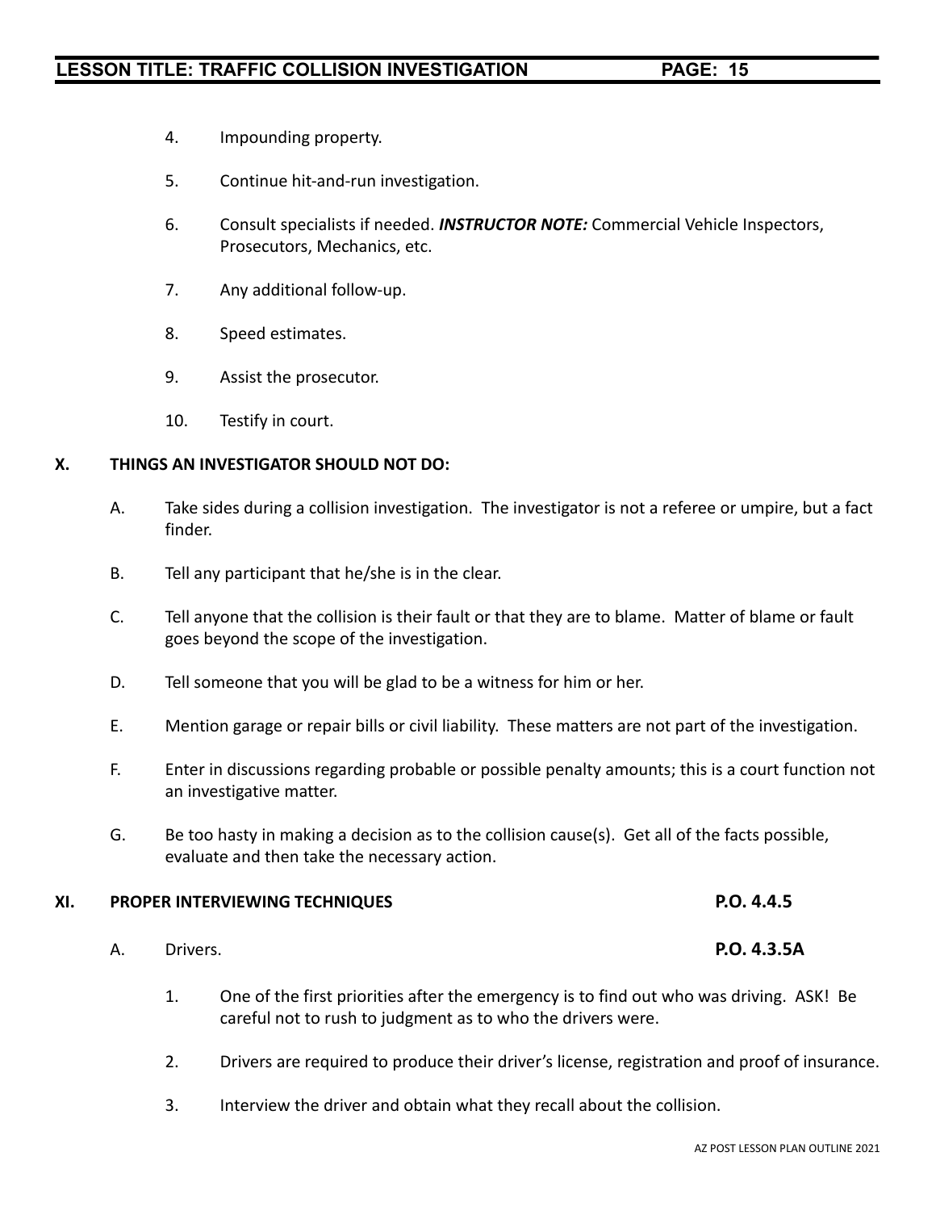4. Impounding property.

5. Continue hit-and-run investigation.

6. Consult specialists if needed. ***INSTRUCTOR NOTE:*** Commercial Vehicle Inspectors, Prosecutors, Mechanics, etc.

7. Any additional follow-up.

8. Speed estimates.

9. Assist the prosecutor.

10. Testify in court.

## X. THINGS AN INVESTIGATOR SHOULD NOT DO:

A. Take sides during a collision investigation. The investigator is not a referee or umpire, but a fact finder.

B. Tell any participant that he/she is in the clear.

C. Tell anyone that the collision is their fault or that they are to blame. Matter of blame or fault goes beyond the scope of the investigation.

D. Tell someone that you will be glad to be a witness for him or her.

E. Mention garage or repair bills or civil liability. These matters are not part of the investigation.

F. Enter in discussions regarding probable or possible penalty amounts; this is a court function not an investigative matter.

G. Be too hasty in making a decision as to the collision cause(s). Get all of the facts possible, evaluate and then take the necessary action.

## XI. PROPER INTERVIEWING TECHNIQUES — P.O. 4.4.5

A. Drivers. **P.O. 4.3.5A**

1. One of the first priorities after the emergency is to find out who was driving. ASK! Be careful not to rush to judgment as to who the drivers were.

2. Drivers are required to produce their driver's license, registration and proof of insurance.

3. Interview the driver and obtain what they recall about the collision.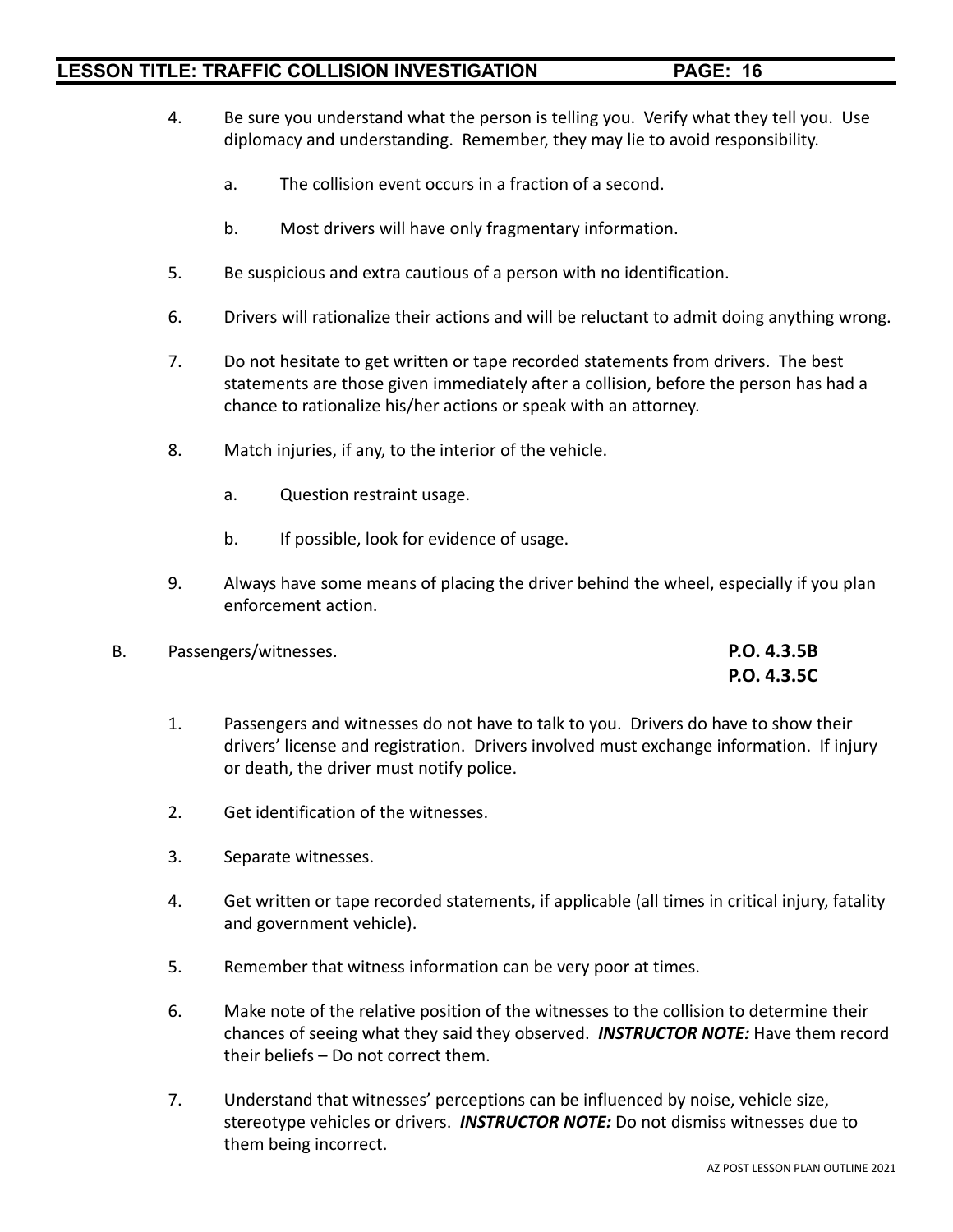4. Be sure you understand what the person is telling you. Verify what they tell you. Use diplomacy and understanding. Remember, they may lie to avoid responsibility.

    a. The collision event occurs in a fraction of a second.

    b. Most drivers will have only fragmentary information.

5. Be suspicious and extra cautious of a person with no identification.

6. Drivers will rationalize their actions and will be reluctant to admit doing anything wrong.

7. Do not hesitate to get written or tape recorded statements from drivers. The best statements are those given immediately after a collision, before the person has had a chance to rationalize his/her actions or speak with an attorney.

8. Match injuries, if any, to the interior of the vehicle.

    a. Question restraint usage.

    b. If possible, look for evidence of usage.

9. Always have some means of placing the driver behind the wheel, especially if you plan enforcement action.

B. Passengers/witnesses. **P.O. 4.3.5B** **P.O. 4.3.5C**

1. Passengers and witnesses do not have to talk to you. Drivers do have to show their drivers' license and registration. Drivers involved must exchange information. If injury or death, the driver must notify police.

2. Get identification of the witnesses.

3. Separate witnesses.

4. Get written or tape recorded statements, if applicable (all times in critical injury, fatality and government vehicle).

5. Remember that witness information can be very poor at times.

6. Make note of the relative position of the witnesses to the collision to determine their chances of seeing what they said they observed. ***INSTRUCTOR NOTE:*** Have them record their beliefs – Do not correct them.

7. Understand that witnesses' perceptions can be influenced by noise, vehicle size, stereotype vehicles or drivers. ***INSTRUCTOR NOTE:*** Do not dismiss witnesses due to them being incorrect.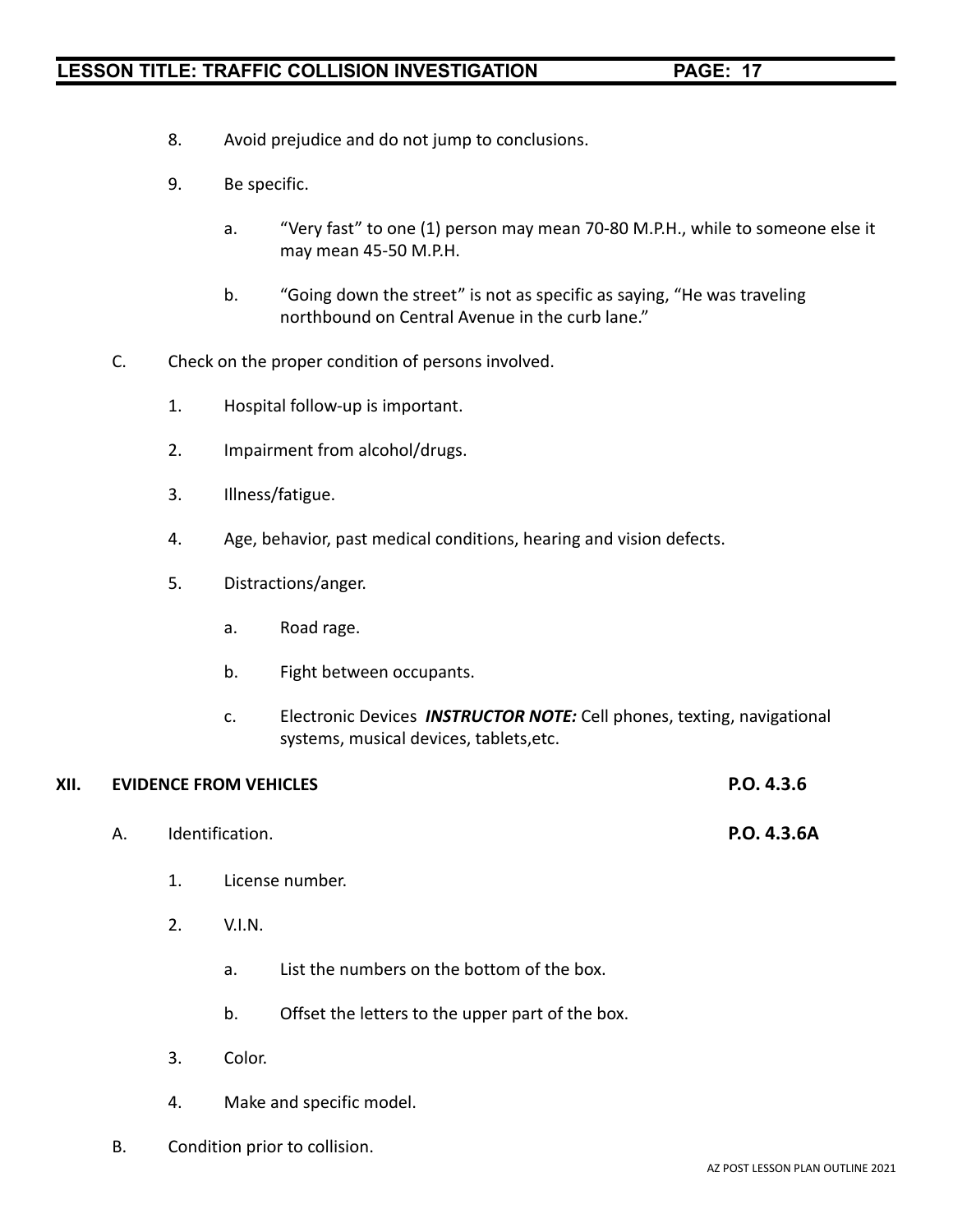8. Avoid prejudice and do not jump to conclusions.

9. Be specific.

   a. "Very fast" to one (1) person may mean 70-80 M.P.H., while to someone else it may mean 45-50 M.P.H.

   b. "Going down the street" is not as specific as saying, "He was traveling northbound on Central Avenue in the curb lane."

C. Check on the proper condition of persons involved.

1. Hospital follow-up is important.

2. Impairment from alcohol/drugs.

3. Illness/fatigue.

4. Age, behavior, past medical conditions, hearing and vision defects.

5. Distractions/anger.

   a. Road rage.

   b. Fight between occupants.

   c. Electronic Devices ***INSTRUCTOR NOTE:*** Cell phones, texting, navigational systems, musical devices, tablets,etc.

## XII. EVIDENCE FROM VEHICLES **P.O. 4.3.6**

A. Identification. **P.O. 4.3.6A**

1. License number.

2. V.I.N.

   a. List the numbers on the bottom of the box.

   b. Offset the letters to the upper part of the box.

3. Color.

4. Make and specific model.

B. Condition prior to collision.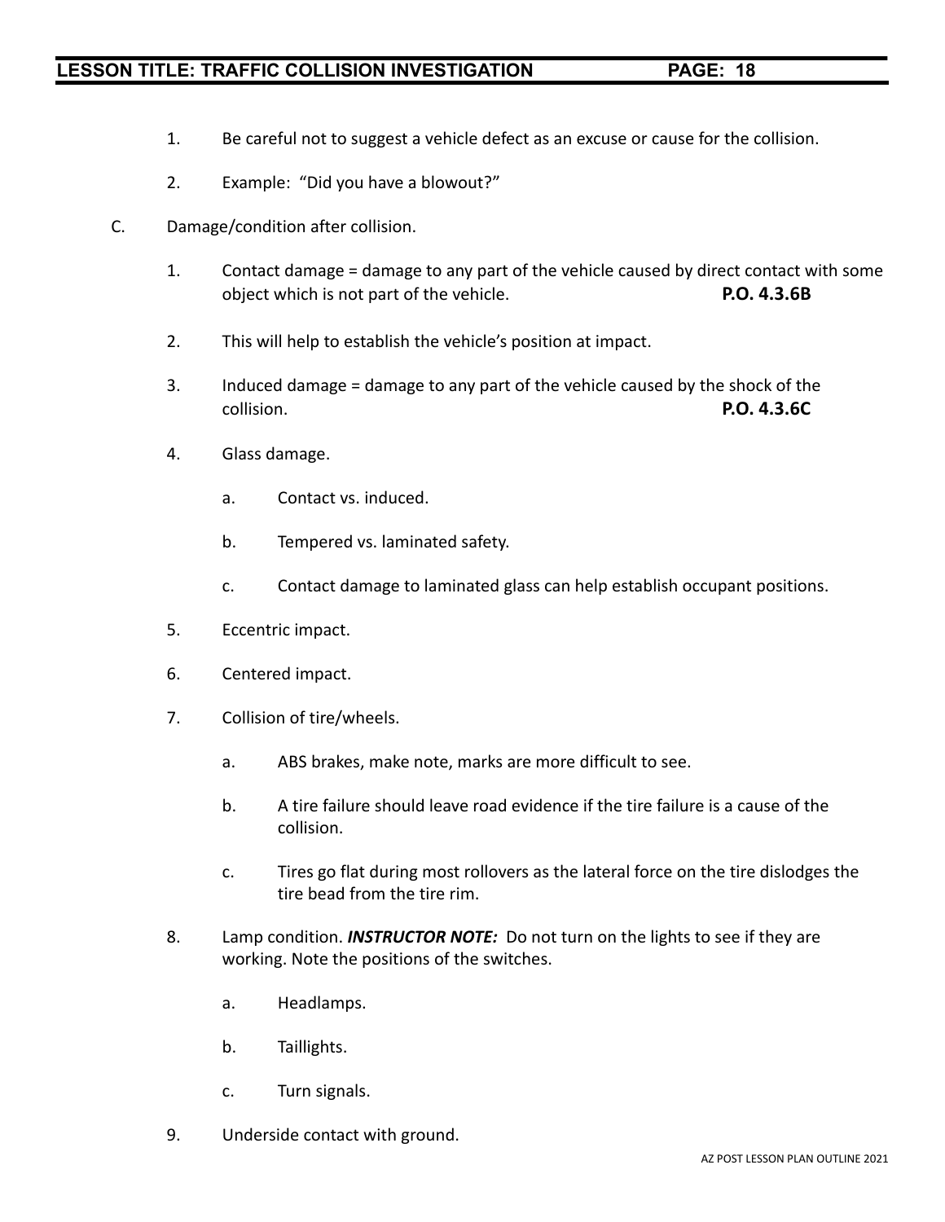1. Be careful not to suggest a vehicle defect as an excuse or cause for the collision.

2. Example: "Did you have a blowout?"

C. Damage/condition after collision.

1. Contact damage = damage to any part of the vehicle caused by direct contact with some object which is not part of the vehicle. **P.O. 4.3.6B**

2. This will help to establish the vehicle's position at impact.

3. Induced damage = damage to any part of the vehicle caused by the shock of the collision. **P.O. 4.3.6C**

4. Glass damage.

   a. Contact vs. induced.

   b. Tempered vs. laminated safety.

   c. Contact damage to laminated glass can help establish occupant positions.

5. Eccentric impact.

6. Centered impact.

7. Collision of tire/wheels.

   a. ABS brakes, make note, marks are more difficult to see.

   b. A tire failure should leave road evidence if the tire failure is a cause of the collision.

   c. Tires go flat during most rollovers as the lateral force on the tire dislodges the tire bead from the tire rim.

8. Lamp condition. ***INSTRUCTOR NOTE:*** Do not turn on the lights to see if they are working. Note the positions of the switches.

   a. Headlamps.

   b. Taillights.

   c. Turn signals.

9. Underside contact with ground.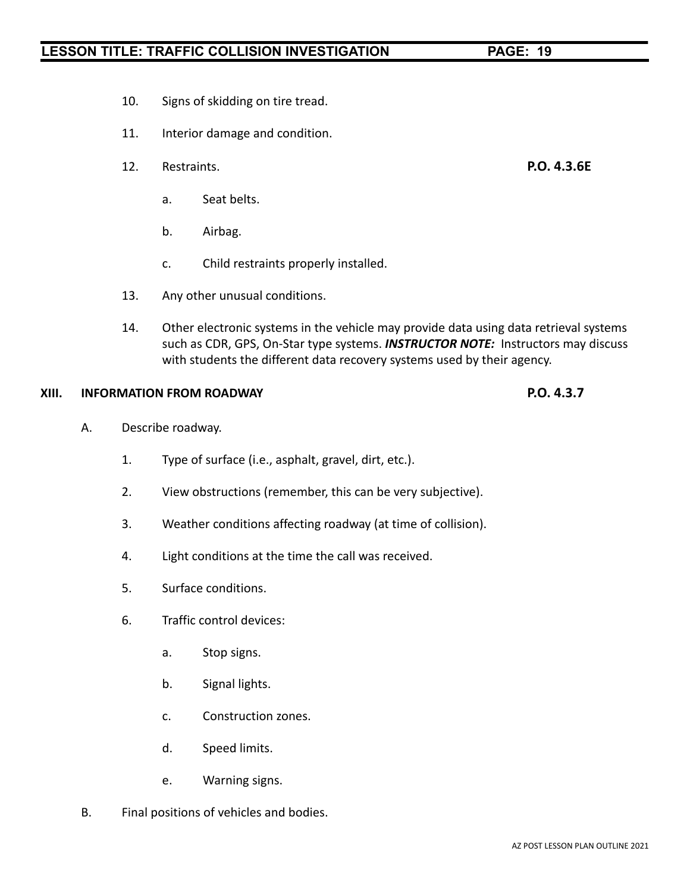10. Signs of skidding on tire tread.

11. Interior damage and condition.

12. Restraints. **P.O. 4.3.6E**

    a. Seat belts.

    b. Airbag.

    c. Child restraints properly installed.

13. Any other unusual conditions.

14. Other electronic systems in the vehicle may provide data using data retrieval systems such as CDR, GPS, On-Star type systems. ***INSTRUCTOR NOTE:*** Instructors may discuss with students the different data recovery systems used by their agency.

**XIII. INFORMATION FROM ROADWAY** **P.O. 4.3.7**

A. Describe roadway.

1. Type of surface (i.e., asphalt, gravel, dirt, etc.).

2. View obstructions (remember, this can be very subjective).

3. Weather conditions affecting roadway (at time of collision).

4. Light conditions at the time the call was received.

5. Surface conditions.

6. Traffic control devices:

    a. Stop signs.

    b. Signal lights.

    c. Construction zones.

    d. Speed limits.

    e. Warning signs.

B. Final positions of vehicles and bodies.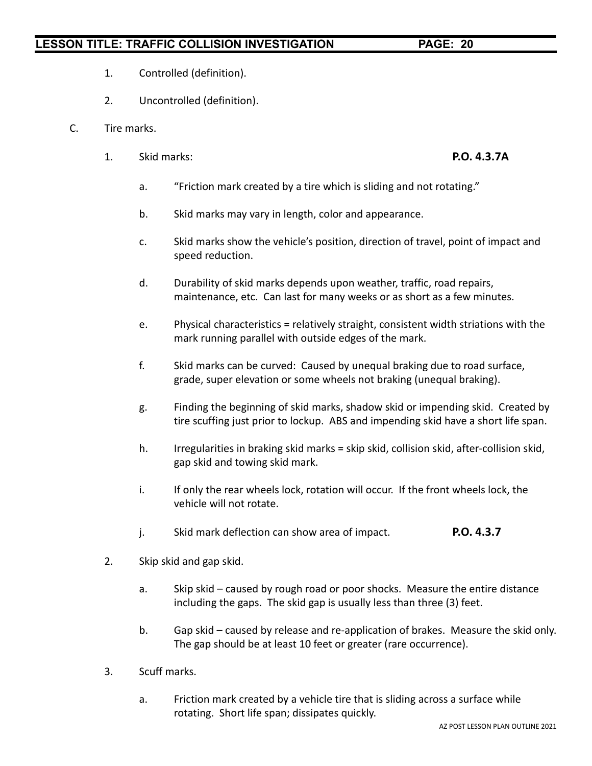1. Controlled (definition).

2. Uncontrolled (definition).

C. Tire marks.

1. Skid marks: **P.O. 4.3.7A**

    a. "Friction mark created by a tire which is sliding and not rotating."

    b. Skid marks may vary in length, color and appearance.

    c. Skid marks show the vehicle's position, direction of travel, point of impact and speed reduction.

    d. Durability of skid marks depends upon weather, traffic, road repairs, maintenance, etc. Can last for many weeks or as short as a few minutes.

    e. Physical characteristics = relatively straight, consistent width striations with the mark running parallel with outside edges of the mark.

    f. Skid marks can be curved: Caused by unequal braking due to road surface, grade, super elevation or some wheels not braking (unequal braking).

    g. Finding the beginning of skid marks, shadow skid or impending skid. Created by tire scuffing just prior to lockup. ABS and impending skid have a short life span.

    h. Irregularities in braking skid marks = skip skid, collision skid, after-collision skid, gap skid and towing skid mark.

    i. If only the rear wheels lock, rotation will occur. If the front wheels lock, the vehicle will not rotate.

    j. Skid mark deflection can show area of impact. **P.O. 4.3.7**

2. Skip skid and gap skid.

    a. Skip skid – caused by rough road or poor shocks. Measure the entire distance including the gaps. The skid gap is usually less than three (3) feet.

    b. Gap skid – caused by release and re-application of brakes. Measure the skid only. The gap should be at least 10 feet or greater (rare occurrence).

3. Scuff marks.

    a. Friction mark created by a vehicle tire that is sliding across a surface while rotating. Short life span; dissipates quickly.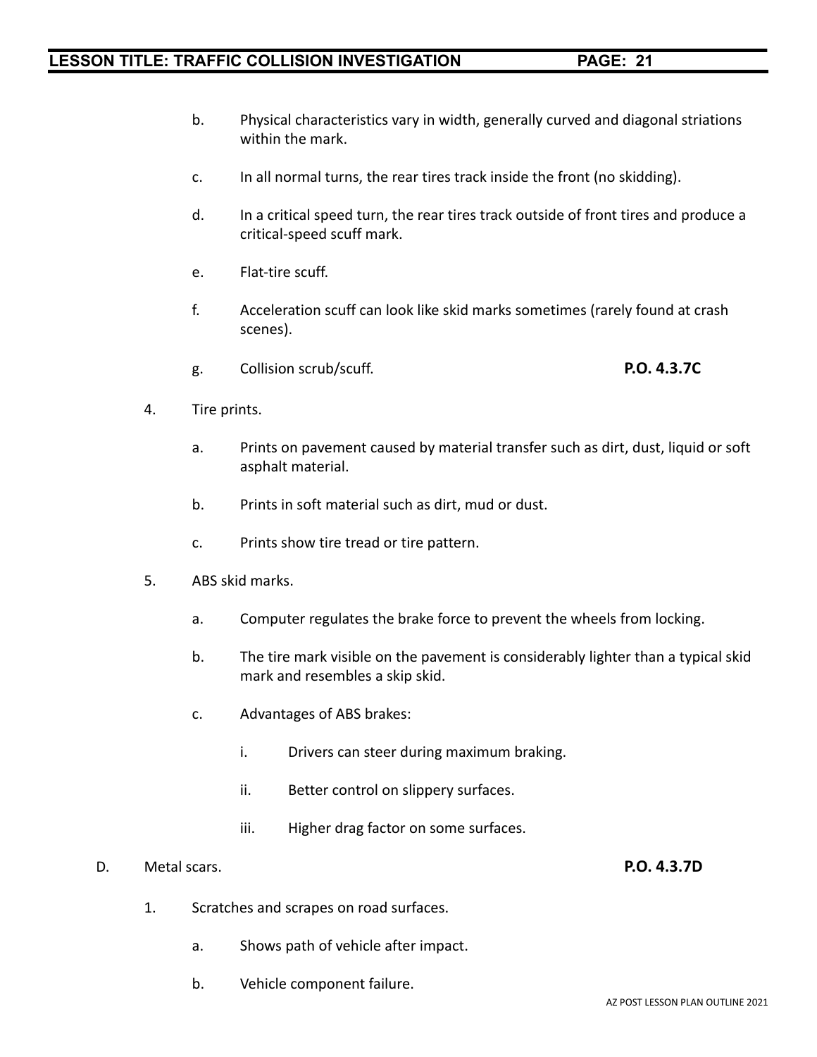b. Physical characteristics vary in width, generally curved and diagonal striations within the mark.

c. In all normal turns, the rear tires track inside the front (no skidding).

d. In a critical speed turn, the rear tires track outside of front tires and produce a critical-speed scuff mark.

e. Flat-tire scuff.

f. Acceleration scuff can look like skid marks sometimes (rarely found at crash scenes).

g. Collision scrub/scuff. **P.O. 4.3.7C**

4. Tire prints.

   a. Prints on pavement caused by material transfer such as dirt, dust, liquid or soft asphalt material.

   b. Prints in soft material such as dirt, mud or dust.

   c. Prints show tire tread or tire pattern.

5. ABS skid marks.

   a. Computer regulates the brake force to prevent the wheels from locking.

   b. The tire mark visible on the pavement is considerably lighter than a typical skid mark and resembles a skip skid.

   c. Advantages of ABS brakes:

      i. Drivers can steer during maximum braking.

      ii. Better control on slippery surfaces.

      iii. Higher drag factor on some surfaces.

D. Metal scars. **P.O. 4.3.7D**

1. Scratches and scrapes on road surfaces.

   a. Shows path of vehicle after impact.

   b. Vehicle component failure.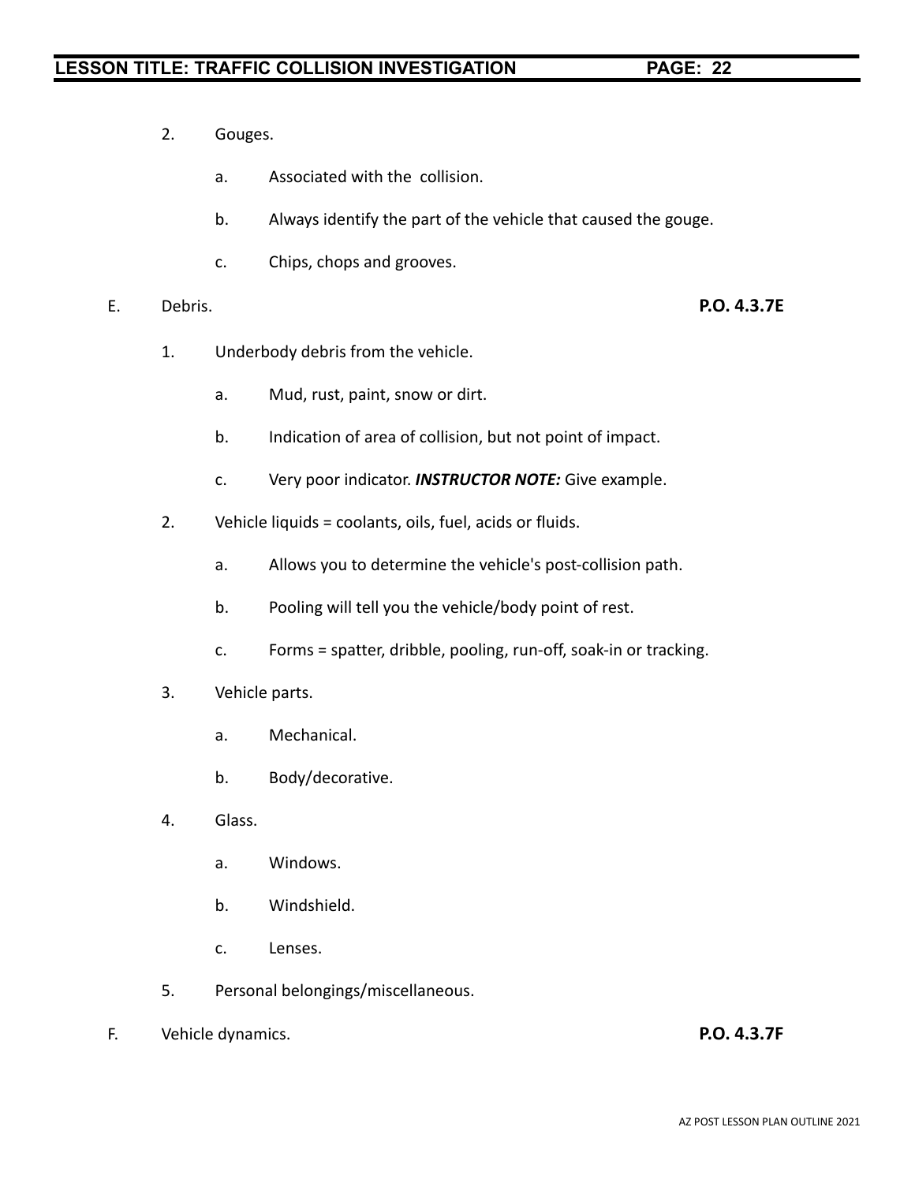2. Gouges.

    a. Associated with the collision.

    b. Always identify the part of the vehicle that caused the gouge.

    c. Chips, chops and grooves.

E. Debris. **P.O. 4.3.7E**

1. Underbody debris from the vehicle.

    a. Mud, rust, paint, snow or dirt.

    b. Indication of area of collision, but not point of impact.

    c. Very poor indicator. ***INSTRUCTOR NOTE:*** Give example.

2. Vehicle liquids = coolants, oils, fuel, acids or fluids.

    a. Allows you to determine the vehicle's post-collision path.

    b. Pooling will tell you the vehicle/body point of rest.

    c. Forms = spatter, dribble, pooling, run-off, soak-in or tracking.

3. Vehicle parts.

    a. Mechanical.

    b. Body/decorative.

4. Glass.

    a. Windows.

    b. Windshield.

    c. Lenses.

5. Personal belongings/miscellaneous.

F. Vehicle dynamics. **P.O. 4.3.7F**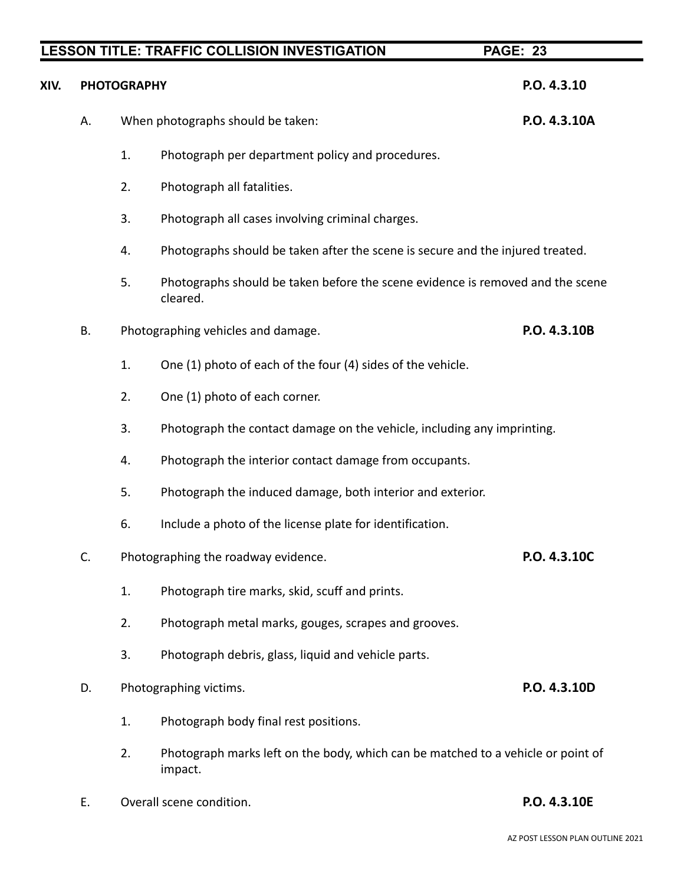## XIV. PHOTOGRAPHY **P.O. 4.3.10**

A. When photographs should be taken: **P.O. 4.3.10A**

1. Photograph per department policy and procedures.

2. Photograph all fatalities.

3. Photograph all cases involving criminal charges.

4. Photographs should be taken after the scene is secure and the injured treated.

5. Photographs should be taken before the scene evidence is removed and the scene cleared.

B. Photographing vehicles and damage. **P.O. 4.3.10B**

1. One (1) photo of each of the four (4) sides of the vehicle.

2. One (1) photo of each corner.

3. Photograph the contact damage on the vehicle, including any imprinting.

4. Photograph the interior contact damage from occupants.

5. Photograph the induced damage, both interior and exterior.

6. Include a photo of the license plate for identification.

C. Photographing the roadway evidence. **P.O. 4.3.10C**

1. Photograph tire marks, skid, scuff and prints.

2. Photograph metal marks, gouges, scrapes and grooves.

3. Photograph debris, glass, liquid and vehicle parts.

D. Photographing victims. **P.O. 4.3.10D**

1. Photograph body final rest positions.

2. Photograph marks left on the body, which can be matched to a vehicle or point of impact.

E. Overall scene condition. **P.O. 4.3.10E**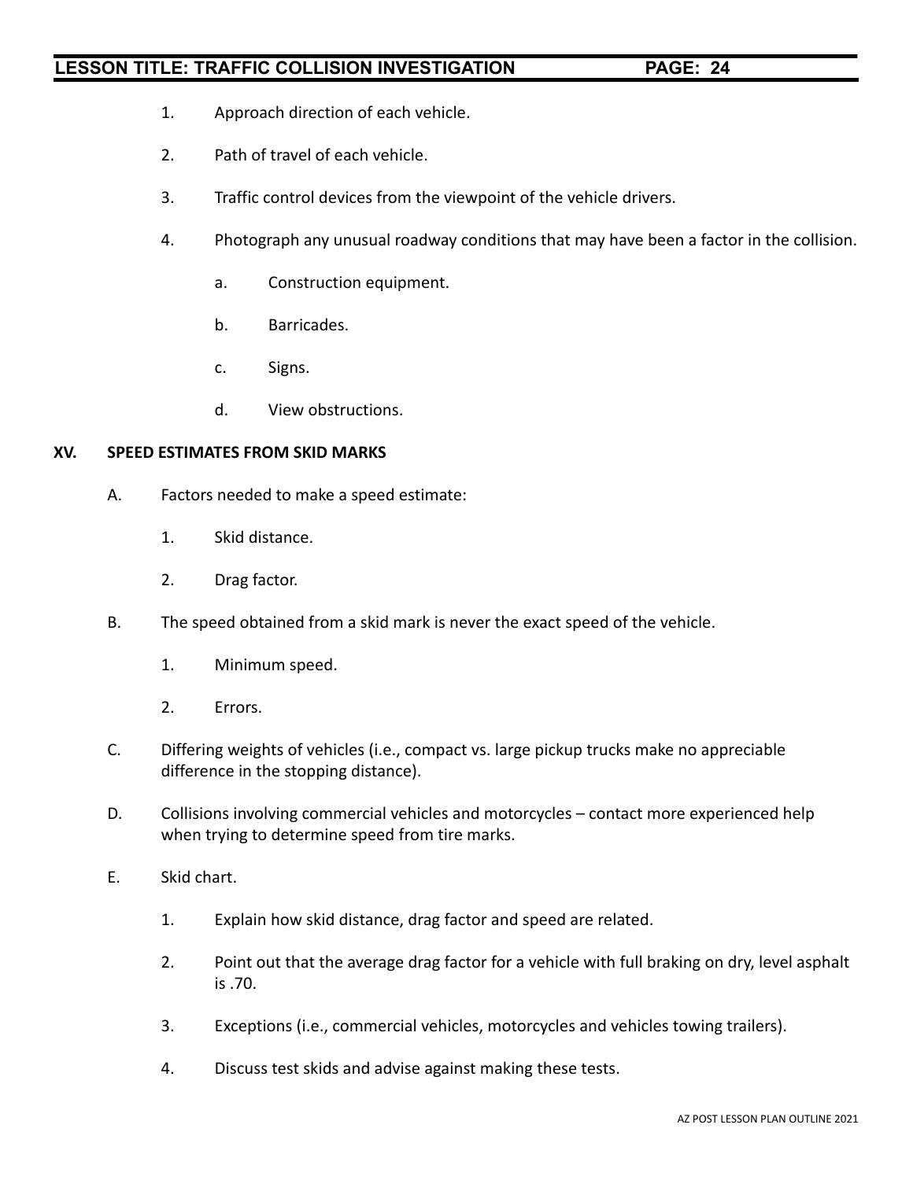1. Approach direction of each vehicle.

2. Path of travel of each vehicle.

3. Traffic control devices from the viewpoint of the vehicle drivers.

4. Photograph any unusual roadway conditions that may have been a factor in the collision.

   a. Construction equipment.

   b. Barricades.

   c. Signs.

   d. View obstructions.

## XV. SPEED ESTIMATES FROM SKID MARKS

A. Factors needed to make a speed estimate:

   1. Skid distance.

   2. Drag factor.

B. The speed obtained from a skid mark is never the exact speed of the vehicle.

   1. Minimum speed.

   2. Errors.

C. Differing weights of vehicles (i.e., compact vs. large pickup trucks make no appreciable difference in the stopping distance).

D. Collisions involving commercial vehicles and motorcycles – contact more experienced help when trying to determine speed from tire marks.

E. Skid chart.

   1. Explain how skid distance, drag factor and speed are related.

   2. Point out that the average drag factor for a vehicle with full braking on dry, level asphalt is .70.

   3. Exceptions (i.e., commercial vehicles, motorcycles and vehicles towing trailers).

   4. Discuss test skids and advise against making these tests.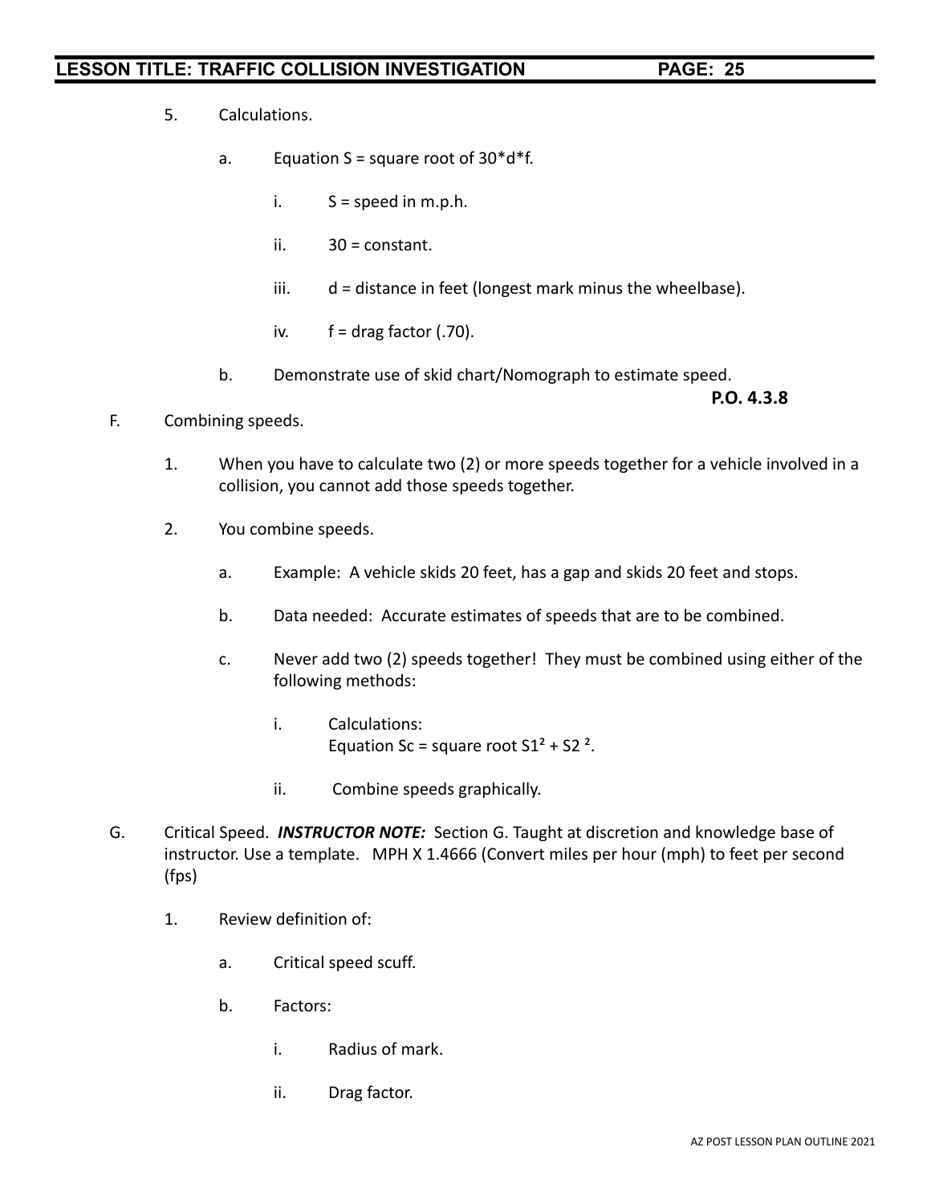5. Calculations.

   a. Equation S = square root of 30*d*f.

      i. S = speed in m.p.h.

      ii. 30 = constant.

      iii. d = distance in feet (longest mark minus the wheelbase).

      iv. f = drag factor (.70).

   b. Demonstrate use of skid chart/Nomograph to estimate speed.

**P.O. 4.3.8**

F. Combining speeds.

   1. When you have to calculate two (2) or more speeds together for a vehicle involved in a collision, you cannot add those speeds together.

   2. You combine speeds.

      a. Example: A vehicle skids 20 feet, has a gap and skids 20 feet and stops.

      b. Data needed: Accurate estimates of speeds that are to be combined.

      c. Never add two (2) speeds together! They must be combined using either of the following methods:

         i. Calculations:
            Equation Sc = square root $S1^2 + S2^2$.

         ii. Combine speeds graphically.

G. Critical Speed. ***INSTRUCTOR NOTE:*** Section G. Taught at discretion and knowledge base of instructor. Use a template. MPH X 1.4666 (Convert miles per hour (mph) to feet per second (fps)

   1. Review definition of:

      a. Critical speed scuff.

      b. Factors:

         i. Radius of mark.

         ii. Drag factor.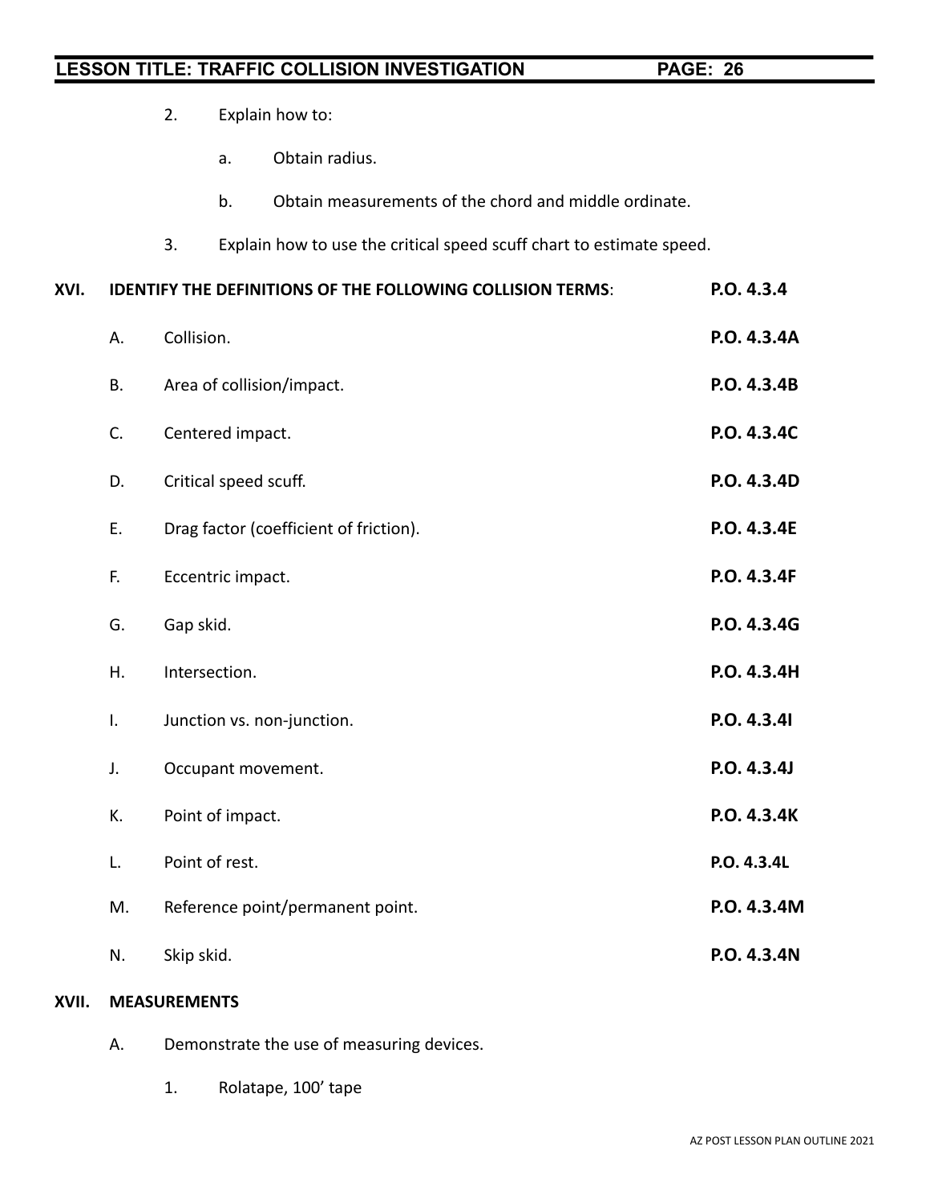2. Explain how to:

   a. Obtain radius.

   b. Obtain measurements of the chord and middle ordinate.

3. Explain how to use the critical speed scuff chart to estimate speed.

**XVI. IDENTIFY THE DEFINITIONS OF THE FOLLOWING COLLISION TERMS**: P.O. 4.3.4

A. Collision. **P.O. 4.3.4A**

B. Area of collision/impact. **P.O. 4.3.4B**

C. Centered impact. **P.O. 4.3.4C**

D. Critical speed scuff. **P.O. 4.3.4D**

E. Drag factor (coefficient of friction). **P.O. 4.3.4E**

F. Eccentric impact. **P.O. 4.3.4F**

G. Gap skid. **P.O. 4.3.4G**

H. Intersection. **P.O. 4.3.4H**

I. Junction vs. non-junction. **P.O. 4.3.4I**

J. Occupant movement. **P.O. 4.3.4J**

K. Point of impact. **P.O. 4.3.4K**

L. Point of rest. **P.O. 4.3.4L**

M. Reference point/permanent point. **P.O. 4.3.4M**

N. Skip skid. **P.O. 4.3.4N**

**XVII. MEASUREMENTS**

A. Demonstrate the use of measuring devices.

1. Rolatape, 100’ tape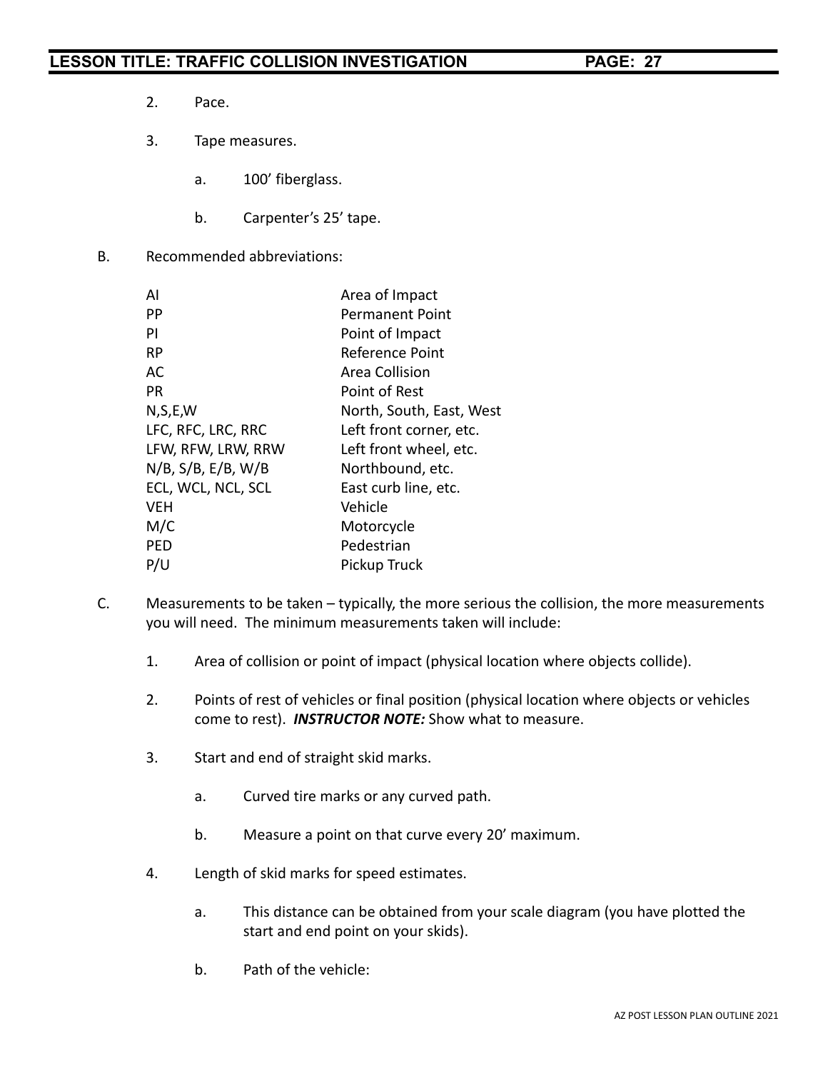2. Pace.

3. Tape measures.

   a. 100' fiberglass.

   b. Carpenter's 25' tape.

B. Recommended abbreviations:

| | |
|---|---|
| AI | Area of Impact |
| PP | Permanent Point |
| PI | Point of Impact |
| RP | Reference Point |
| AC | Area Collision |
| PR | Point of Rest |
| N,S,E,W | North, South, East, West |
| LFC, RFC, LRC, RRC | Left front corner, etc. |
| LFW, RFW, LRW, RRW | Left front wheel, etc. |
| N/B, S/B, E/B, W/B | Northbound, etc. |
| ECL, WCL, NCL, SCL | East curb line, etc. |
| VEH | Vehicle |
| M/C | Motorcycle |
| PED | Pedestrian |
| P/U | Pickup Truck |

C. Measurements to be taken – typically, the more serious the collision, the more measurements you will need. The minimum measurements taken will include:

1. Area of collision or point of impact (physical location where objects collide).

2. Points of rest of vehicles or final position (physical location where objects or vehicles come to rest). ***INSTRUCTOR NOTE:*** Show what to measure.

3. Start and end of straight skid marks.

   a. Curved tire marks or any curved path.

   b. Measure a point on that curve every 20' maximum.

4. Length of skid marks for speed estimates.

   a. This distance can be obtained from your scale diagram (you have plotted the start and end point on your skids).

   b. Path of the vehicle: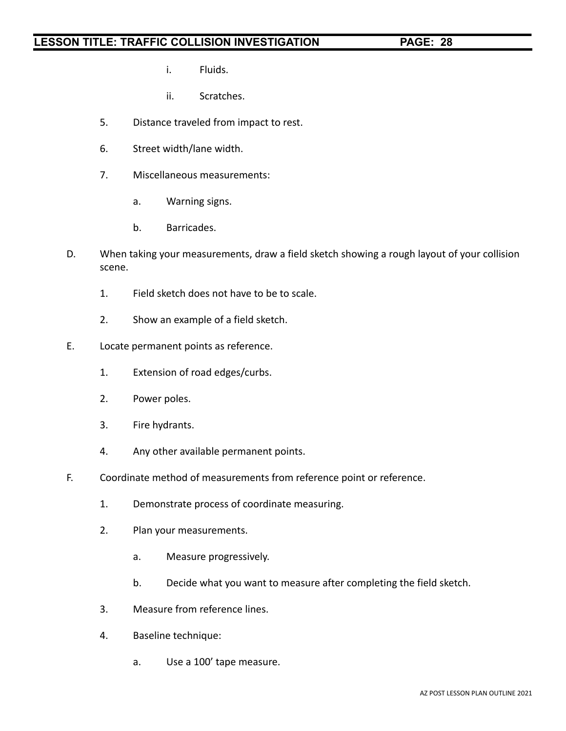i. Fluids.

ii. Scratches.

5. Distance traveled from impact to rest.

6. Street width/lane width.

7. Miscellaneous measurements:

   a. Warning signs.

   b. Barricades.

D. When taking your measurements, draw a field sketch showing a rough layout of your collision scene.

   1. Field sketch does not have to be to scale.

   2. Show an example of a field sketch.

E. Locate permanent points as reference.

   1. Extension of road edges/curbs.

   2. Power poles.

   3. Fire hydrants.

   4. Any other available permanent points.

F. Coordinate method of measurements from reference point or reference.

   1. Demonstrate process of coordinate measuring.

   2. Plan your measurements.

      a. Measure progressively.

      b. Decide what you want to measure after completing the field sketch.

   3. Measure from reference lines.

   4. Baseline technique:

      a. Use a 100' tape measure.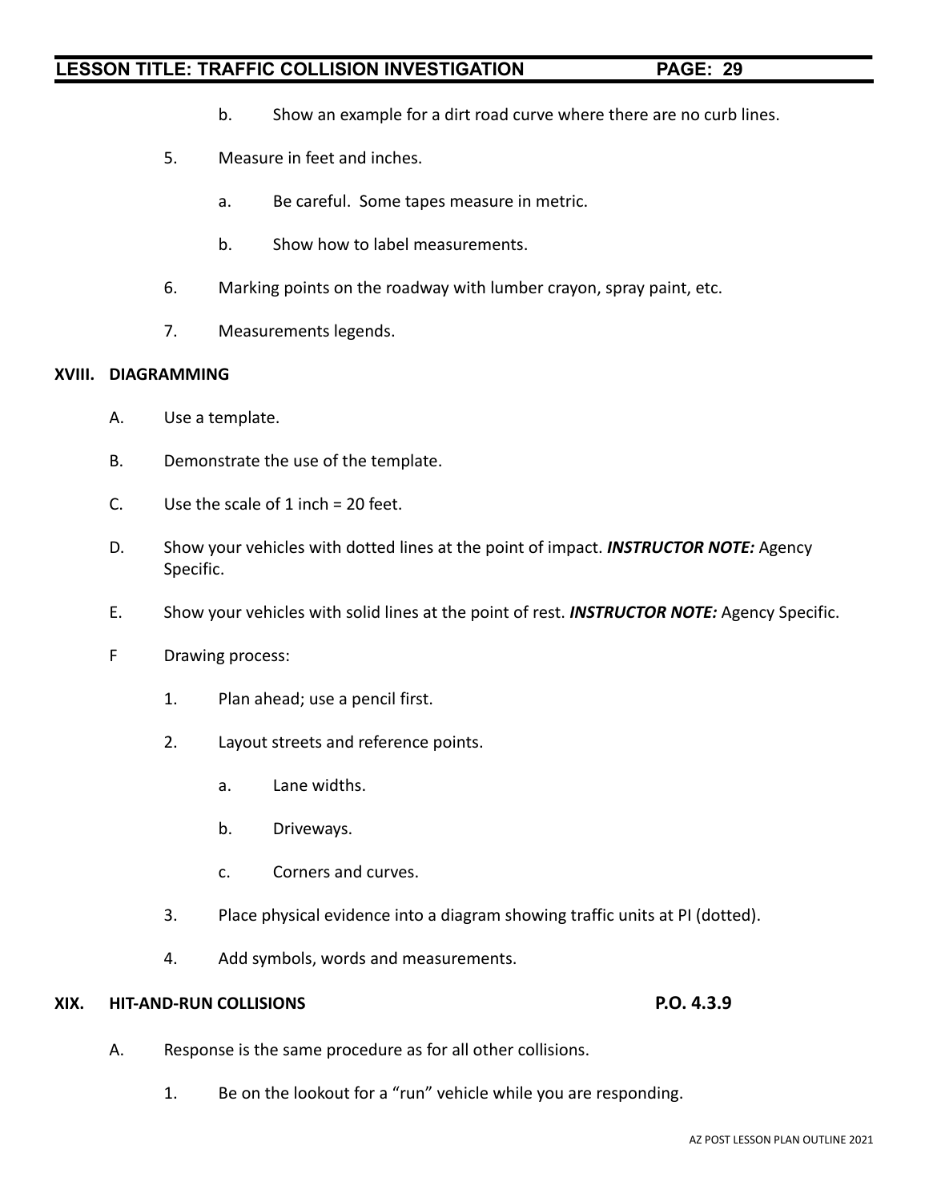b. Show an example for a dirt road curve where there are no curb lines.

5. Measure in feet and inches.

   a. Be careful. Some tapes measure in metric.

   b. Show how to label measurements.

6. Marking points on the roadway with lumber crayon, spray paint, etc.

7. Measurements legends.

**XVIII. DIAGRAMMING**

A. Use a template.

B. Demonstrate the use of the template.

C. Use the scale of 1 inch = 20 feet.

D. Show your vehicles with dotted lines at the point of impact. ***INSTRUCTOR NOTE:*** Agency Specific.

E. Show your vehicles with solid lines at the point of rest. ***INSTRUCTOR NOTE:*** Agency Specific.

F Drawing process:

1. Plan ahead; use a pencil first.

2. Layout streets and reference points.

   a. Lane widths.

   b. Driveways.

   c. Corners and curves.

3. Place physical evidence into a diagram showing traffic units at PI (dotted).

4. Add symbols, words and measurements.

**XIX. HIT-AND-RUN COLLISIONS** **P.O. 4.3.9**

A. Response is the same procedure as for all other collisions.

1. Be on the lookout for a "run" vehicle while you are responding.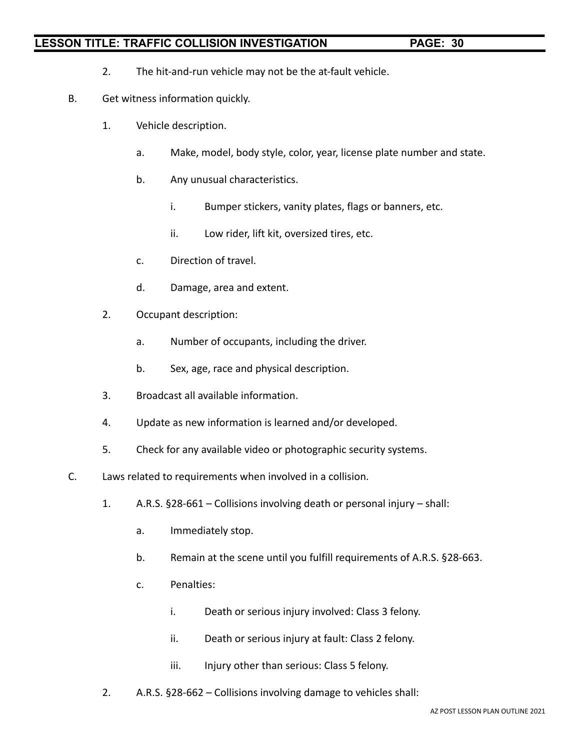2. The hit-and-run vehicle may not be the at-fault vehicle.

B. Get witness information quickly.

1. Vehicle description.

   a. Make, model, body style, color, year, license plate number and state.

   b. Any unusual characteristics.

      i. Bumper stickers, vanity plates, flags or banners, etc.

      ii. Low rider, lift kit, oversized tires, etc.

   c. Direction of travel.

   d. Damage, area and extent.

2. Occupant description:

   a. Number of occupants, including the driver.

   b. Sex, age, race and physical description.

3. Broadcast all available information.

4. Update as new information is learned and/or developed.

5. Check for any available video or photographic security systems.

C. Laws related to requirements when involved in a collision.

1. A.R.S. §28-661 – Collisions involving death or personal injury – shall:

   a. Immediately stop.

   b. Remain at the scene until you fulfill requirements of A.R.S. §28-663.

   c. Penalties:

      i. Death or serious injury involved: Class 3 felony.

      ii. Death or serious injury at fault: Class 2 felony.

      iii. Injury other than serious: Class 5 felony.

2. A.R.S. §28-662 – Collisions involving damage to vehicles shall: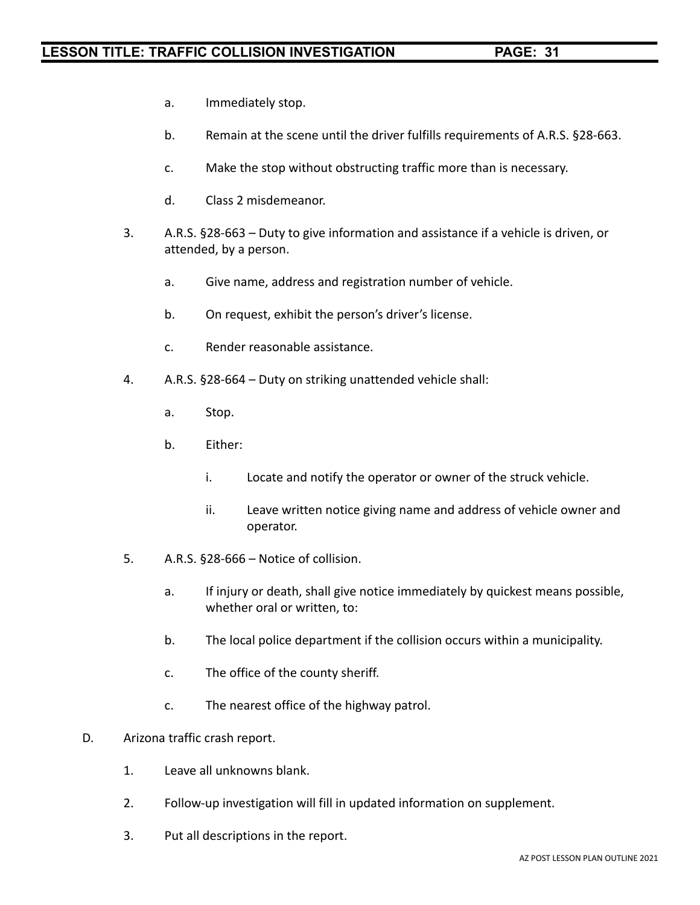a. Immediately stop.

b. Remain at the scene until the driver fulfills requirements of A.R.S. §28-663.

c. Make the stop without obstructing traffic more than is necessary.

d. Class 2 misdemeanor.

3. A.R.S. §28-663 – Duty to give information and assistance if a vehicle is driven, or attended, by a person.

   a. Give name, address and registration number of vehicle.

   b. On request, exhibit the person's driver's license.

   c. Render reasonable assistance.

4. A.R.S. §28-664 – Duty on striking unattended vehicle shall:

   a. Stop.

   b. Either:

      i. Locate and notify the operator or owner of the struck vehicle.

      ii. Leave written notice giving name and address of vehicle owner and operator.

5. A.R.S. §28-666 – Notice of collision.

   a. If injury or death, shall give notice immediately by quickest means possible, whether oral or written, to:

   b. The local police department if the collision occurs within a municipality.

   c. The office of the county sheriff.

   c. The nearest office of the highway patrol.

D. Arizona traffic crash report.

1. Leave all unknowns blank.

2. Follow-up investigation will fill in updated information on supplement.

3. Put all descriptions in the report.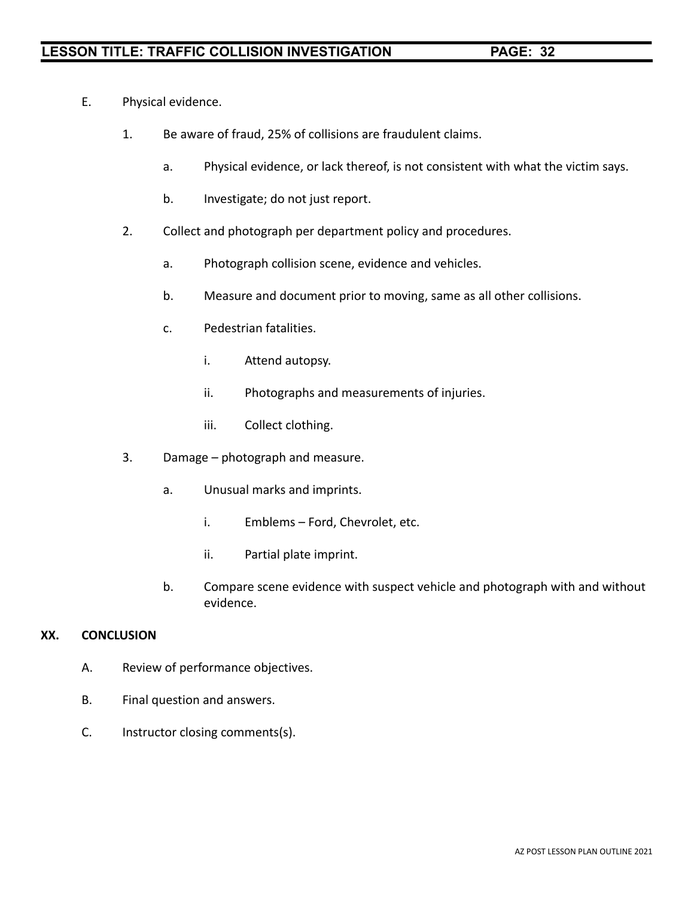E. Physical evidence.

1. Be aware of fraud, 25% of collisions are fraudulent claims.

    a. Physical evidence, or lack thereof, is not consistent with what the victim says.

    b. Investigate; do not just report.

2. Collect and photograph per department policy and procedures.

    a. Photograph collision scene, evidence and vehicles.

    b. Measure and document prior to moving, same as all other collisions.

    c. Pedestrian fatalities.

        i. Attend autopsy.

        ii. Photographs and measurements of injuries.

        iii. Collect clothing.

3. Damage – photograph and measure.

    a. Unusual marks and imprints.

        i. Emblems – Ford, Chevrolet, etc.

        ii. Partial plate imprint.

    b. Compare scene evidence with suspect vehicle and photograph with and without evidence.

## XX. CONCLUSION

A. Review of performance objectives.

B. Final question and answers.

C. Instructor closing comments(s).